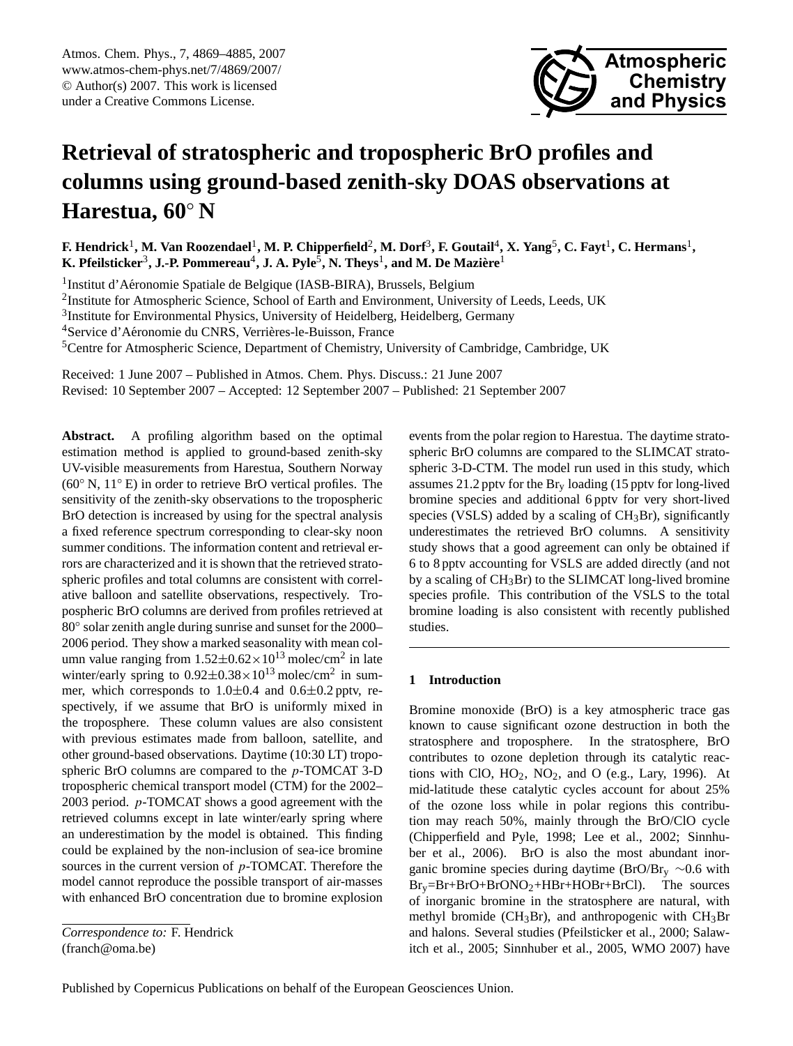# Retrieval of stratospheric and tropospheric BrO profiles and columns using ground-based zenith-sky DOAS observations at Harestua, 60° N

**F. Hendrick[1], M. Van Roozendael[1], M. P. Chipperfield[2], M. Dorf[3], F. Goutail[4], X. Yang[5], C. Fayt[1], C. Hermans[1], K. Pfeilsticker[3], J.-P. Pommereau[4], J. A. Pyle[5], N. Theys[1], and M. De Mazière[1]**

[1]Institut d'Aéronomie Spatiale de Belgique (IASB-BIRA), Brussels, Belgium
[2]Institute for Atmospheric Science, School of Earth and Environment, University of Leeds, Leeds, UK
[3]Institute for Environmental Physics, University of Heidelberg, Heidelberg, Germany
[4]Service d'Aéronomie du CNRS, Verrières-le-Buisson, France
[5]Centre for Atmospheric Science, Department of Chemistry, University of Cambridge, Cambridge, UK

Received: 1 June 2007 – Published in Atmos. Chem. Phys. Discuss.: 21 June 2007
Revised: 10 September 2007 – Accepted: 12 September 2007 – Published: 21 September 2007

**Abstract.** A profiling algorithm based on the optimal estimation method is applied to ground-based zenith-sky UV-visible measurements from Harestua, Southern Norway (60° N, 11° E) in order to retrieve BrO vertical profiles. The sensitivity of the zenith-sky observations to the tropospheric BrO detection is increased by using for the spectral analysis a fixed reference spectrum corresponding to clear-sky noon summer conditions. The information content and retrieval errors are characterized and it is shown that the retrieved stratospheric profiles and total columns are consistent with correlative balloon and satellite observations, respectively. Tropospheric BrO columns are derived from profiles retrieved at 80° solar zenith angle during sunrise and sunset for the 2000–2006 period. They show a marked seasonality with mean column value ranging from $1.52\pm0.62\times10^{13}$ molec/cm$^2$ in late winter/early spring to $0.92\pm0.38\times10^{13}$ molec/cm$^2$ in summer, which corresponds to $1.0\pm0.4$ and $0.6\pm0.2$ pptv, respectively, if we assume that BrO is uniformly mixed in the troposphere. These column values are also consistent with previous estimates made from balloon, satellite, and other ground-based observations. Daytime (10:30 LT) tropospheric BrO columns are compared to the *p*-TOMCAT 3-D tropospheric chemical transport model (CTM) for the 2002–2003 period. *p*-TOMCAT shows a good agreement with the retrieved columns except in late winter/early spring where an underestimation by the model is obtained. This finding could be explained by the non-inclusion of sea-ice bromine sources in the current version of *p*-TOMCAT. Therefore the model cannot reproduce the possible transport of air-masses with enhanced BrO concentration due to bromine explosion events from the polar region to Harestua. The daytime stratospheric BrO columns are compared to the SLIMCAT stratospheric 3-D-CTM. The model run used in this study, which assumes 21.2 pptv for the $Br_y$ loading (15 pptv for long-lived bromine species and additional 6 pptv for very short-lived species (VSLS) added by a scaling of $CH_3Br$), significantly underestimates the retrieved BrO columns. A sensitivity study shows that a good agreement can only be obtained if 6 to 8 pptv accounting for VSLS are added directly (and not by a scaling of $CH_3Br$) to the SLIMCAT long-lived bromine species profile. This contribution of the VSLS to the total bromine loading is also consistent with recently published studies.

*Correspondence to:* F. Hendrick
(franch@oma.be)

## 1 Introduction

Bromine monoxide (BrO) is a key atmospheric trace gas known to cause significant ozone destruction in both the stratosphere and troposphere. In the stratosphere, BrO contributes to ozone depletion through its catalytic reactions with ClO, $HO_2$, $NO_2$, and O (e.g., Lary, 1996). At mid-latitude these catalytic cycles account for about 25% of the ozone loss while in polar regions this contribution may reach 50%, mainly through the BrO/ClO cycle (Chipperfield and Pyle, 1998; Lee et al., 2002; Sinnhuber et al., 2006). BrO is also the most abundant inorganic bromine species during daytime (BrO/$Br_y$ ~0.6 with $Br_y$=Br+BrO+$BrONO_2$+HBr+HOBr+BrCl). The sources of inorganic bromine in the stratosphere are natural, with methyl bromide ($CH_3Br$), and anthropogenic with $CH_3Br$ and halons. Several studies (Pfeilsticker et al., 2000; Salawitch et al., 2005; Sinnhuber et al., 2005, WMO 2007) have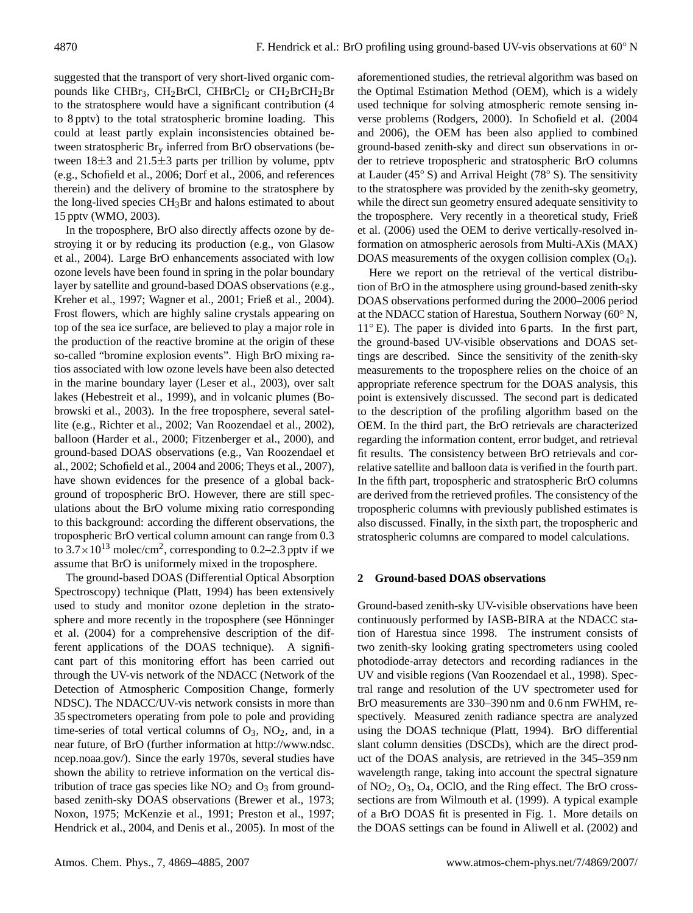suggested that the transport of very short-lived organic compounds like $CHBr_3$, $CH_2BrCl$, $CHBrCl_2$ or $CH_2BrCH_2Br$ to the stratosphere would have a significant contribution (4 to 8 pptv) to the total stratospheric bromine loading. This could at least partly explain inconsistencies obtained between stratospheric $Br_y$ inferred from BrO observations (between 18±3 and 21.5±3 parts per trillion by volume, pptv (e.g., Schofield et al., 2006; Dorf et al., 2006, and references therein) and the delivery of bromine to the stratosphere by the long-lived species $CH_3Br$ and halons estimated to about 15 pptv (WMO, 2003).

In the troposphere, BrO also directly affects ozone by destroying it or by reducing its production (e.g., von Glasow et al., 2004). Large BrO enhancements associated with low ozone levels have been found in spring in the polar boundary layer by satellite and ground-based DOAS observations (e.g., Kreher et al., 1997; Wagner et al., 2001; Frieß et al., 2004). Frost flowers, which are highly saline crystals appearing on top of the sea ice surface, are believed to play a major role in the production of the reactive bromine at the origin of these so-called "bromine explosion events". High BrO mixing ratios associated with low ozone levels have been also detected in the marine boundary layer (Leser et al., 2003), over salt lakes (Hebestreit et al., 1999), and in volcanic plumes (Bobrowski et al., 2003). In the free troposphere, several satellite (e.g., Richter et al., 2002; Van Roozendael et al., 2002), balloon (Harder et al., 2000; Fitzenberger et al., 2000), and ground-based DOAS observations (e.g., Van Roozendael et al., 2002; Schofield et al., 2004 and 2006; Theys et al., 2007), have shown evidences for the presence of a global background of tropospheric BrO. However, there are still speculations about the BrO volume mixing ratio corresponding to this background: according the different observations, the tropospheric BrO vertical column amount can range from 0.3 to $3.7\times10^{13}$ molec/cm$^2$, corresponding to 0.2–2.3 pptv if we assume that BrO is uniformely mixed in the troposphere.

The ground-based DOAS (Differential Optical Absorption Spectroscopy) technique (Platt, 1994) has been extensively used to study and monitor ozone depletion in the stratosphere and more recently in the troposphere (see Hönninger et al. (2004) for a comprehensive description of the different applications of the DOAS technique). A significant part of this monitoring effort has been carried out through the UV-vis network of the NDACC (Network of the Detection of Atmospheric Composition Change, formerly NDSC). The NDACC/UV-vis network consists in more than 35 spectrometers operating from pole to pole and providing time-series of total vertical columns of $O_3$, $NO_2$, and, in a near future, of BrO (further information at http://www.ndsc.ncep.noaa.gov/). Since the early 1970s, several studies have shown the ability to retrieve information on the vertical distribution of trace gas species like $NO_2$ and $O_3$ from ground-based zenith-sky DOAS observations (Brewer et al., 1973; Noxon, 1975; McKenzie et al., 1991; Preston et al., 1997; Hendrick et al., 2004, and Denis et al., 2005). In most of the aforementioned studies, the retrieval algorithm was based on the Optimal Estimation Method (OEM), which is a widely used technique for solving atmospheric remote sensing inverse problems (Rodgers, 2000). In Schofield et al. (2004 and 2006), the OEM has been also applied to combined ground-based zenith-sky and direct sun observations in order to retrieve tropospheric and stratospheric BrO columns at Lauder (45° S) and Arrival Height (78° S). The sensitivity to the stratosphere was provided by the zenith-sky geometry, while the direct sun geometry ensured adequate sensitivity to the troposphere. Very recently in a theoretical study, Frieß et al. (2006) used the OEM to derive vertically-resolved information on atmospheric aerosols from Multi-AXis (MAX) DOAS measurements of the oxygen collision complex ($O_4$).

Here we report on the retrieval of the vertical distribution of BrO in the atmosphere using ground-based zenith-sky DOAS observations performed during the 2000–2006 period at the NDACC station of Harestua, Southern Norway (60° N, 11° E). The paper is divided into 6 parts. In the first part, the ground-based UV-visible observations and DOAS settings are described. Since the sensitivity of the zenith-sky measurements to the troposphere relies on the choice of an appropriate reference spectrum for the DOAS analysis, this point is extensively discussed. The second part is dedicated to the description of the profiling algorithm based on the OEM. In the third part, the BrO retrievals are characterized regarding the information content, error budget, and retrieval fit results. The consistency between BrO retrievals and correlative satellite and balloon data is verified in the fourth part. In the fifth part, tropospheric and stratospheric BrO columns are derived from the retrieved profiles. The consistency of the tropospheric columns with previously published estimates is also discussed. Finally, in the sixth part, the tropospheric and stratospheric columns are compared to model calculations.

## 2 Ground-based DOAS observations

Ground-based zenith-sky UV-visible observations have been continuously performed by IASB-BIRA at the NDACC station of Harestua since 1998. The instrument consists of two zenith-sky looking grating spectrometers using cooled photodiode-array detectors and recording radiances in the UV and visible regions (Van Roozendael et al., 1998). Spectral range and resolution of the UV spectrometer used for BrO measurements are 330–390 nm and 0.6 nm FWHM, respectively. Measured zenith radiance spectra are analyzed using the DOAS technique (Platt, 1994). BrO differential slant column densities (DSCDs), which are the direct product of the DOAS analysis, are retrieved in the 345–359 nm wavelength range, taking into account the spectral signature of $NO_2$, $O_3$, $O_4$, OClO, and the Ring effect. The BrO cross-sections are from Wilmouth et al. (1999). A typical example of a BrO DOAS fit is presented in Fig. 1. More details on the DOAS settings can be found in Aliwell et al. (2002) and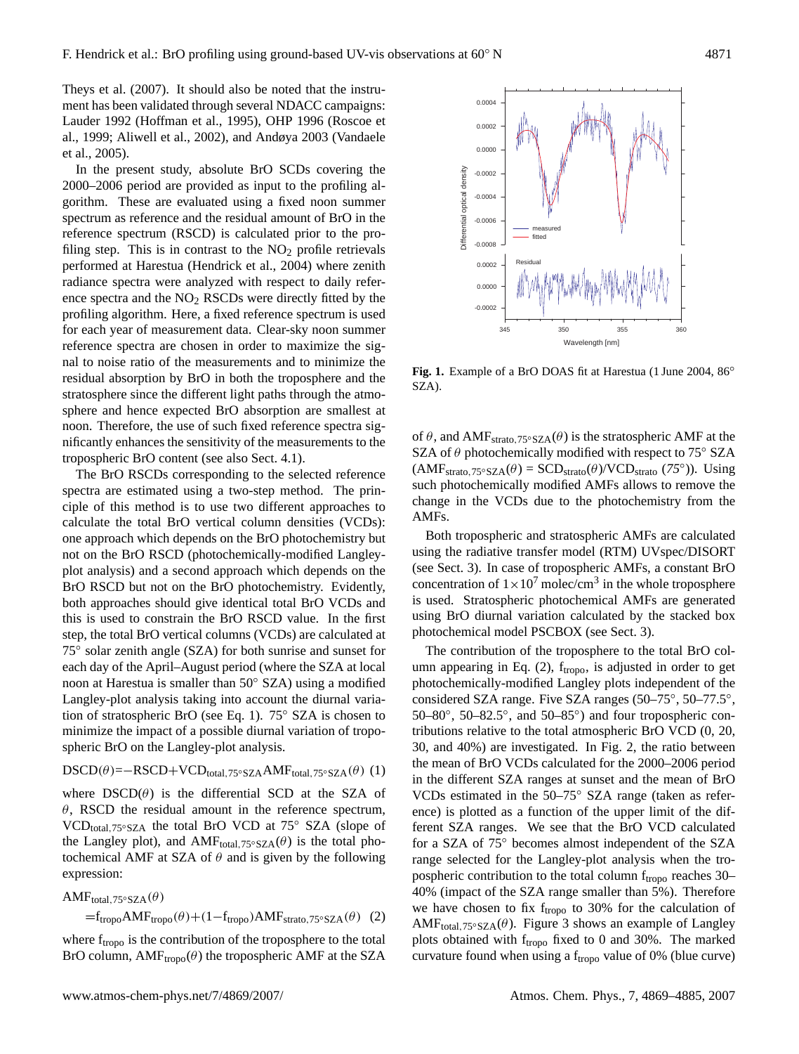Theys et al. (2007). It should also be noted that the instrument has been validated through several NDACC campaigns: Lauder 1992 (Hoffman et al., 1995), OHP 1996 (Roscoe et al., 1999; Aliwell et al., 2002), and Andøya 2003 (Vandaele et al., 2005).

In the present study, absolute BrO SCDs covering the 2000–2006 period are provided as input to the profiling algorithm. These are evaluated using a fixed noon summer spectrum as reference and the residual amount of BrO in the reference spectrum (RSCD) is calculated prior to the profiling step. This is in contrast to the $NO_2$ profile retrievals performed at Harestua (Hendrick et al., 2004) where zenith radiance spectra were analyzed with respect to daily reference spectra and the $NO_2$ RSCDs were directly fitted by the profiling algorithm. Here, a fixed reference spectrum is used for each year of measurement data. Clear-sky noon summer reference spectra are chosen in order to maximize the signal to noise ratio of the measurements and to minimize the residual absorption by BrO in both the troposphere and the stratosphere since the different light paths through the atmosphere and hence expected BrO absorption are smallest at noon. Therefore, the use of such fixed reference spectra significantly enhances the sensitivity of the measurements to the tropospheric BrO content (see also Sect. 4.1).

The BrO RSCDs corresponding to the selected reference spectra are estimated using a two-step method. The principle of this method is to use two different approaches to calculate the total BrO vertical column densities (VCDs): one approach which depends on the BrO photochemistry but not on the BrO RSCD (photochemically-modified Langley-plot analysis) and a second approach which depends on the BrO RSCD but not on the BrO photochemistry. Evidently, both approaches should give identical total BrO VCDs and this is used to constrain the BrO RSCD value. In the first step, the total BrO vertical columns (VCDs) are calculated at 75° solar zenith angle (SZA) for both sunrise and sunset for each day of the April–August period (where the SZA at local noon at Harestua is smaller than 50° SZA) using a modified Langley-plot analysis taking into account the diurnal variation of stratospheric BrO (see Eq. 1). 75° SZA is chosen to minimize the impact of a possible diurnal variation of tropospheric BrO on the Langley-plot analysis.

$$\mathrm{DSCD}(\theta) = -\mathrm{RSCD} + \mathrm{VCD}_{\mathrm{total},75°\mathrm{SZA}} \mathrm{AMF}_{\mathrm{total},75°\mathrm{SZA}}(\theta) \quad (1)$$

where $\mathrm{DSCD}(\theta)$ is the differential SCD at the SZA of $\theta$, RSCD the residual amount in the reference spectrum, $\mathrm{VCD}_{\mathrm{total},75°\mathrm{SZA}}$ the total BrO VCD at 75° SZA (slope of the Langley plot), and $\mathrm{AMF}_{\mathrm{total},75°\mathrm{SZA}}(\theta)$ is the total photochemical AMF at SZA of $\theta$ and is given by the following expression:

$$\mathrm{AMF}_{\mathrm{total},75°\mathrm{SZA}}(\theta) = f_{\mathrm{tropo}} \mathrm{AMF}_{\mathrm{tropo}}(\theta) + (1 - f_{\mathrm{tropo}}) \mathrm{AMF}_{\mathrm{strato},75°\mathrm{SZA}}(\theta) \quad (2)$$

where $f_{\mathrm{tropo}}$ is the contribution of the troposphere to the total BrO column, $\mathrm{AMF}_{\mathrm{tropo}}(\theta)$ the tropospheric AMF at the SZA of $\theta$, and $\mathrm{AMF}_{\mathrm{strato},75°\mathrm{SZA}}(\theta)$ is the stratospheric AMF at the SZA of $\theta$ photochemically modified with respect to 75° SZA ($\mathrm{AMF}_{\mathrm{strato},75°\mathrm{SZA}}(\theta) = \mathrm{SCD}_{\mathrm{strato}}(\theta)/\mathrm{VCD}_{\mathrm{strato}}$ (*75°*)). Using such photochemically modified AMFs allows to remove the change in the VCDs due to the photochemistry from the AMFs.

**Fig. 1.** Example of a BrO DOAS fit at Harestua (1 June 2004, 86° SZA).

Both tropospheric and stratospheric AMFs are calculated using the radiative transfer model (RTM) UVspec/DISORT (see Sect. 3). In case of tropospheric AMFs, a constant BrO concentration of $1\times10^7$ molec/cm$^3$ in the whole troposphere is used. Stratospheric photochemical AMFs are generated using BrO diurnal variation calculated by the stacked box photochemical model PSCBOX (see Sect. 3).

The contribution of the troposphere to the total BrO column appearing in Eq. (2), $f_{\mathrm{tropo}}$, is adjusted in order to get photochemically-modified Langley plots independent of the considered SZA range. Five SZA ranges (50–75°, 50–77.5°, 50–80°, 50–82.5°, and 50–85°) and four tropospheric contributions relative to the total atmospheric BrO VCD (0, 20, 30, and 40%) are investigated. In Fig. 2, the ratio between the mean of BrO VCDs calculated for the 2000–2006 period in the different SZA ranges at sunset and the mean of BrO VCDs estimated in the 50–75° SZA range (taken as reference) is plotted as a function of the upper limit of the different SZA ranges. We see that the BrO VCD calculated for a SZA of 75° becomes almost independent of the SZA range selected for the Langley-plot analysis when the tropospheric contribution to the total column $f_{\mathrm{tropo}}$ reaches 30–40% (impact of the SZA range smaller than 5%). Therefore we have chosen to fix $f_{\mathrm{tropo}}$ to 30% for the calculation of $\mathrm{AMF}_{\mathrm{total},75°\mathrm{SZA}}(\theta)$. Figure 3 shows an example of Langley plots obtained with $f_{\mathrm{tropo}}$ fixed to 0 and 30%. The marked curvature found when using a $f_{\mathrm{tropo}}$ value of 0% (blue curve)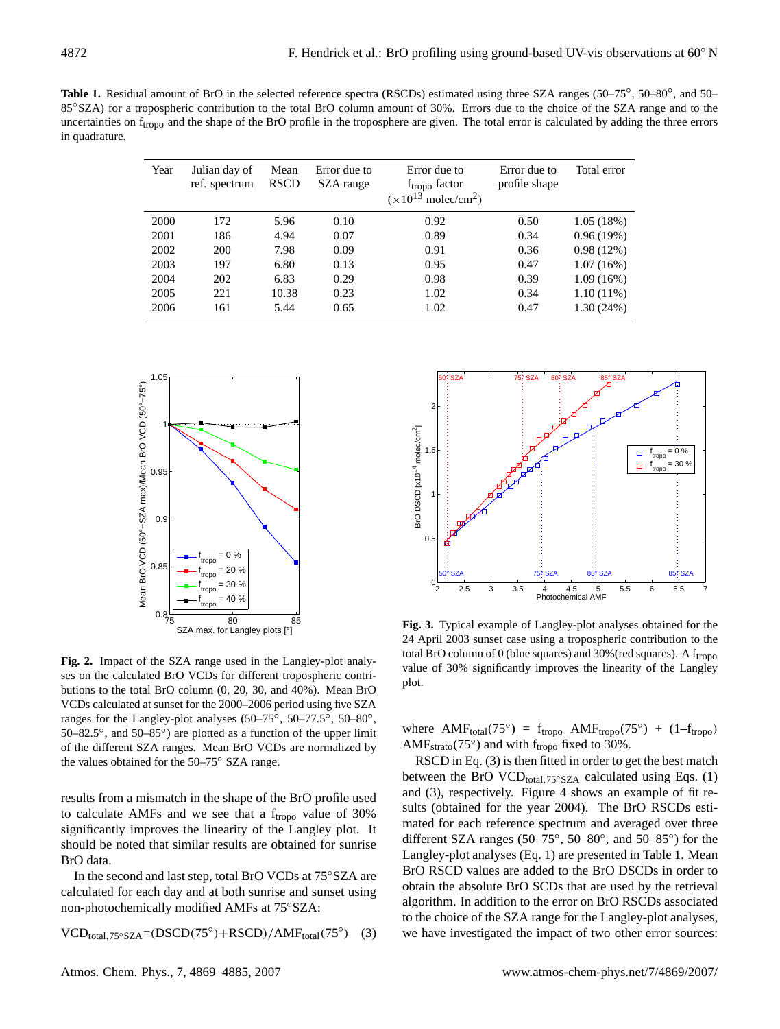**Table 1.** Residual amount of BrO in the selected reference spectra (RSCDs) estimated using three SZA ranges (50–75°, 50–80°, and 50–85°SZA) for a tropospheric contribution to the total BrO column amount of 30%. Errors due to the choice of the SZA range and to the uncertainties on $f_{tropo}$ and the shape of the BrO profile in the troposphere are given. The total error is calculated by adding the three errors in quadrature.

| Year | Julian day of ref. spectrum | Mean RSCD | Error due to SZA range | Error due to $f_{tropo}$ factor ($\times 10^{13}$ molec/cm$^2$) | Error due to profile shape | Total error |
|---|---|---|---|---|---|---|
| 2000 | 172 | 5.96 | 0.10 | 0.92 | 0.50 | 1.05 (18%) |
| 2001 | 186 | 4.94 | 0.07 | 0.89 | 0.34 | 0.96 (19%) |
| 2002 | 200 | 7.98 | 0.09 | 0.91 | 0.36 | 0.98 (12%) |
| 2003 | 197 | 6.80 | 0.13 | 0.95 | 0.47 | 1.07 (16%) |
| 2004 | 202 | 6.83 | 0.29 | 0.98 | 0.39 | 1.09 (16%) |
| 2005 | 221 | 10.38 | 0.23 | 1.02 | 0.34 | 1.10 (11%) |
| 2006 | 161 | 5.44 | 0.65 | 1.02 | 0.47 | 1.30 (24%) |

**Fig. 2.** Impact of the SZA range used in the Langley-plot analyses on the calculated BrO VCDs for different tropospheric contributions to the total BrO column (0, 20, 30, and 40%). Mean BrO VCDs calculated at sunset for the 2000–2006 period using five SZA ranges for the Langley-plot analyses (50–75°, 50–77.5°, 50–80°, 50–82.5°, and 50–85°) are plotted as a function of the upper limit of the different SZA ranges. Mean BrO VCDs are normalized by the values obtained for the 50–75° SZA range.

**Fig. 3.** Typical example of Langley-plot analyses obtained for the 24 April 2003 sunset case using a tropospheric contribution to the total BrO column of 0 (blue squares) and 30%(red squares). A $f_{tropo}$ value of 30% significantly improves the linearity of the Langley plot.

results from a mismatch in the shape of the BrO profile used to calculate AMFs and we see that a $f_{tropo}$ value of 30% significantly improves the linearity of the Langley plot. It should be noted that similar results are obtained for sunrise BrO data.

In the second and last step, total BrO VCDs at 75°SZA are calculated for each day and at both sunrise and sunset using non-photochemically modified AMFs at 75°SZA:

$$VCD_{total,75°SZA}=(DSCD(75°)+RSCD)/AMF_{total}(75°) \quad (3)$$

where $AMF_{total}(75°) = f_{tropo}\ AMF_{tropo}(75°) + (1–f_{tropo})\ AMF_{strato}(75°)$ and with $f_{tropo}$ fixed to 30%.

RSCD in Eq. (3) is then fitted in order to get the best match between the BrO $VCD_{total,75°SZA}$ calculated using Eqs. (1) and (3), respectively. Figure 4 shows an example of fit results (obtained for the year 2004). The BrO RSCDs estimated for each reference spectrum and averaged over three different SZA ranges (50–75°, 50–80°, and 50–85°) for the Langley-plot analyses (Eq. 1) are presented in Table 1. Mean BrO RSCD values are added to the BrO DSCDs in order to obtain the absolute BrO SCDs that are used by the retrieval algorithm. In addition to the error on BrO RSCDs associated to the choice of the SZA range for the Langley-plot analyses, we have investigated the impact of two other error sources: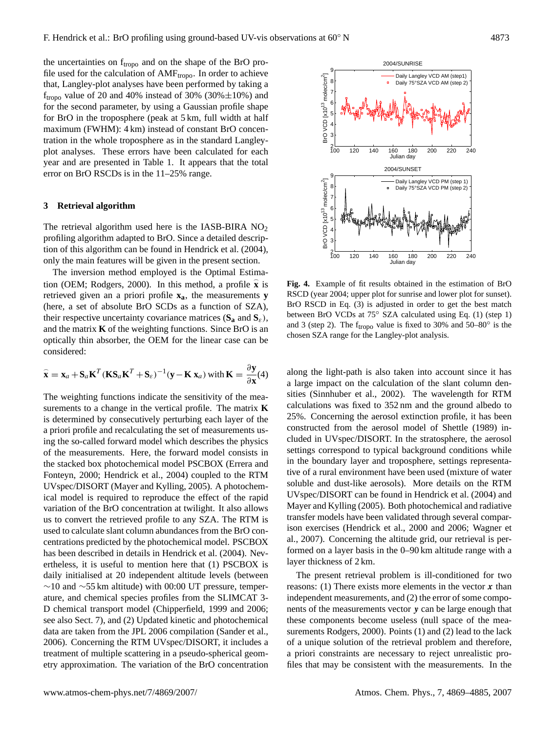the uncertainties on $f_{tropo}$ and on the shape of the BrO profile used for the calculation of $AMF_{tropo}$. In order to achieve that, Langley-plot analyses have been performed by taking a $f_{tropo}$ value of 20 and 40% instead of 30% (30%±10%) and for the second parameter, by using a Gaussian profile shape for BrO in the troposphere (peak at 5 km, full width at half maximum (FWHM): 4 km) instead of constant BrO concentration in the whole troposphere as in the standard Langley-plot analyses. These errors have been calculated for each year and are presented in Table 1. It appears that the total error on BrO RSCDs is in the 11–25% range.

## 3 Retrieval algorithm

The retrieval algorithm used here is the IASB-BIRA $NO_2$ profiling algorithm adapted to BrO. Since a detailed description of this algorithm can be found in Hendrick et al. (2004), only the main features will be given in the present section.

The inversion method employed is the Optimal Estimation (OEM; Rodgers, 2000). In this method, a profile $\hat{\mathbf{x}}$ is retrieved given an a priori profile $\mathbf{x_a}$, the measurements $\mathbf{y}$ (here, a set of absolute BrO SCDs as a function of SZA), their respective uncertainty covariance matrices ($\mathbf{S_a}$ and $\mathbf{S}_\varepsilon$), and the matrix $\mathbf{K}$ of the weighting functions. Since BrO is an optically thin absorber, the OEM for the linear case can be considered:

$$\hat{\mathbf{x}} = \mathbf{x}_a + \mathbf{S}_a\mathbf{K}^T(\mathbf{K}\mathbf{S}_a\mathbf{K}^T + \mathbf{S}_\varepsilon)^{-1}(\mathbf{y} - \mathbf{K}\,\mathbf{x}_a) \text{ with } \mathbf{K} = \frac{\partial \mathbf{y}}{\partial \mathbf{x}} \quad (4)$$

The weighting functions indicate the sensitivity of the measurements to a change in the vertical profile. The matrix $\mathbf{K}$ is determined by consecutively perturbing each layer of the a priori profile and recalculating the set of measurements using the so-called forward model which describes the physics of the measurements. Here, the forward model consists in the stacked box photochemical model PSCBOX (Errera and Fonteyn, 2000; Hendrick et al., 2004) coupled to the RTM UVspec/DISORT (Mayer and Kylling, 2005). A photochemical model is required to reproduce the effect of the rapid variation of the BrO concentration at twilight. It also allows us to convert the retrieved profile to any SZA. The RTM is used to calculate slant column abundances from the BrO concentrations predicted by the photochemical model. PSCBOX has been described in details in Hendrick et al. (2004). Nevertheless, it is useful to mention here that (1) PSCBOX is daily initialised at 20 independent altitude levels (between ∼10 and ∼55 km altitude) with 00:00 UT pressure, temperature, and chemical species profiles from the SLIMCAT 3-D chemical transport model (Chipperfield, 1999 and 2006; see also Sect. 7), and (2) Updated kinetic and photochemical data are taken from the JPL 2006 compilation (Sander et al., 2006). Concerning the RTM UVspec/DISORT, it includes a treatment of multiple scattering in a pseudo-spherical geometry approximation. The variation of the BrO concentration along the light-path is also taken into account since it has a large impact on the calculation of the slant column densities (Sinnhuber et al., 2002). The wavelength for RTM calculations was fixed to 352 nm and the ground albedo to 25%. Concerning the aerosol extinction profile, it has been constructed from the aerosol model of Shettle (1989) included in UVspec/DISORT. In the stratosphere, the aerosol settings correspond to typical background conditions while in the boundary layer and troposphere, settings representative of a rural environment have been used (mixture of water soluble and dust-like aerosols). More details on the RTM UVspec/DISORT can be found in Hendrick et al. (2004) and Mayer and Kylling (2005). Both photochemical and radiative transfer models have been validated through several comparison exercises (Hendrick et al., 2000 and 2006; Wagner et al., 2007). Concerning the altitude grid, our retrieval is performed on a layer basis in the 0–90 km altitude range with a layer thickness of 2 km.

**Fig. 4.** Example of fit results obtained in the estimation of BrO RSCD (year 2004; upper plot for sunrise and lower plot for sunset). BrO RSCD in Eq. (3) is adjusted in order to get the best match between BrO VCDs at 75° SZA calculated using Eq. (1) (step 1) and 3 (step 2). The $f_{tropo}$ value is fixed to 30% and 50–80° is the chosen SZA range for the Langley-plot analysis.

The present retrieval problem is ill-conditioned for two reasons: (1) There exists more elements in the vector $\boldsymbol{x}$ than independent measurements, and (2) the error of some components of the measurements vector $\boldsymbol{y}$ can be large enough that these components become useless (null space of the measurements Rodgers, 2000). Points (1) and (2) lead to the lack of a unique solution of the retrieval problem and therefore, a priori constraints are necessary to reject unrealistic profiles that may be consistent with the measurements. In the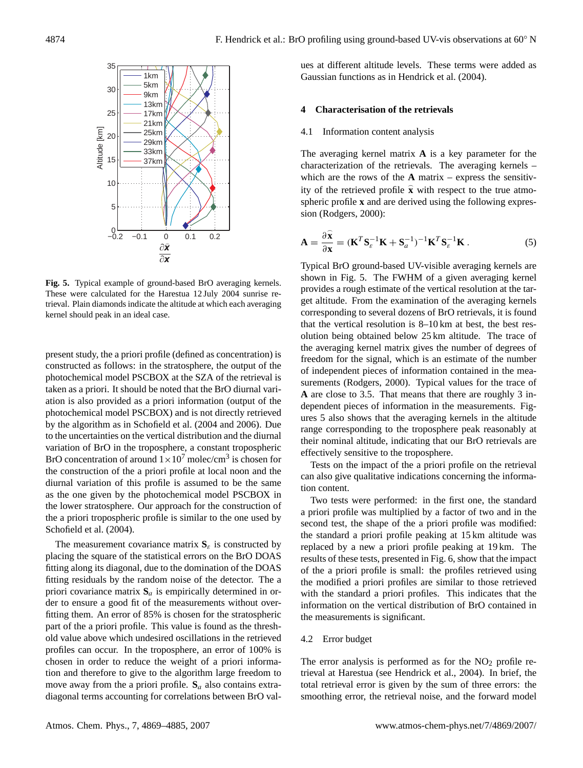**Fig. 5.** Typical example of ground-based BrO averaging kernels. These were calculated for the Harestua 12 July 2004 sunrise retrieval. Plain diamonds indicate the altitude at which each averaging kernel should peak in an ideal case.

present study, the a priori profile (defined as concentration) is constructed as follows: in the stratosphere, the output of the photochemical model PSCBOX at the SZA of the retrieval is taken as a priori. It should be noted that the BrO diurnal variation is also provided as a priori information (output of the photochemical model PSCBOX) and is not directly retrieved by the algorithm as in Schofield et al. (2004 and 2006). Due to the uncertainties on the vertical distribution and the diurnal variation of BrO in the troposphere, a constant tropospheric BrO concentration of around $1\times10^7$ molec/cm$^3$ is chosen for the construction of the a priori profile at local noon and the diurnal variation of this profile is assumed to be the same as the one given by the photochemical model PSCBOX in the lower stratosphere. Our approach for the construction of the a priori tropospheric profile is similar to the one used by Schofield et al. (2004).

The measurement covariance matrix $\mathbf{S}_\varepsilon$ is constructed by placing the square of the statistical errors on the BrO DOAS fitting along its diagonal, due to the domination of the DOAS fitting residuals by the random noise of the detector. The a priori covariance matrix $\mathbf{S}_a$ is empirically determined in order to ensure a good fit of the measurements without overfitting them. An error of 85% is chosen for the stratospheric part of the a priori profile. This value is found as the threshold value above which undesired oscillations in the retrieved profiles can occur. In the troposphere, an error of 100% is chosen in order to reduce the weight of a priori information and therefore to give to the algorithm large freedom to move away from the a priori profile. $\mathbf{S}_a$ also contains extra-diagonal terms accounting for correlations between BrO values at different altitude levels. These terms were added as Gaussian functions as in Hendrick et al. (2004).

## 4 Characterisation of the retrievals

### 4.1 Information content analysis

The averaging kernel matrix **A** is a key parameter for the characterization of the retrievals. The averaging kernels – which are the rows of the **A** matrix – express the sensitivity of the retrieved profile $\hat{\mathbf{x}}$ with respect to the true atmospheric profile **x** and are derived using the following expression (Rodgers, 2000):

$$\mathbf{A} = \frac{\partial \hat{\mathbf{x}}}{\partial \mathbf{x}} = (\mathbf{K}^T \mathbf{S}_\varepsilon^{-1} \mathbf{K} + \mathbf{S}_a^{-1})^{-1} \mathbf{K}^T \mathbf{S}_\varepsilon^{-1} \mathbf{K}\,. \quad (5)$$

Typical BrO ground-based UV-visible averaging kernels are shown in Fig. 5. The FWHM of a given averaging kernel provides a rough estimate of the vertical resolution at the target altitude. From the examination of the averaging kernels corresponding to several dozens of BrO retrievals, it is found that the vertical resolution is 8–10 km at best, the best resolution being obtained below 25 km altitude. The trace of the averaging kernel matrix gives the number of degrees of freedom for the signal, which is an estimate of the number of independent pieces of information contained in the measurements (Rodgers, 2000). Typical values for the trace of **A** are close to 3.5. That means that there are roughly 3 independent pieces of information in the measurements. Figures 5 also shows that the averaging kernels in the altitude range corresponding to the troposphere peak reasonably at their nominal altitude, indicating that our BrO retrievals are effectively sensitive to the troposphere.

Tests on the impact of the a priori profile on the retrieval can also give qualitative indications concerning the information content.

Two tests were performed: in the first one, the standard a priori profile was multiplied by a factor of two and in the second test, the shape of the a priori profile was modified: the standard a priori profile peaking at 15 km altitude was replaced by a new a priori profile peaking at 19 km. The results of these tests, presented in Fig. 6, show that the impact of the a priori profile is small: the profiles retrieved using the modified a priori profiles are similar to those retrieved with the standard a priori profiles. This indicates that the information on the vertical distribution of BrO contained in the measurements is significant.

### 4.2 Error budget

The error analysis is performed as for the $NO_2$ profile retrieval at Harestua (see Hendrick et al., 2004). In brief, the total retrieval error is given by the sum of three errors: the smoothing error, the retrieval noise, and the forward model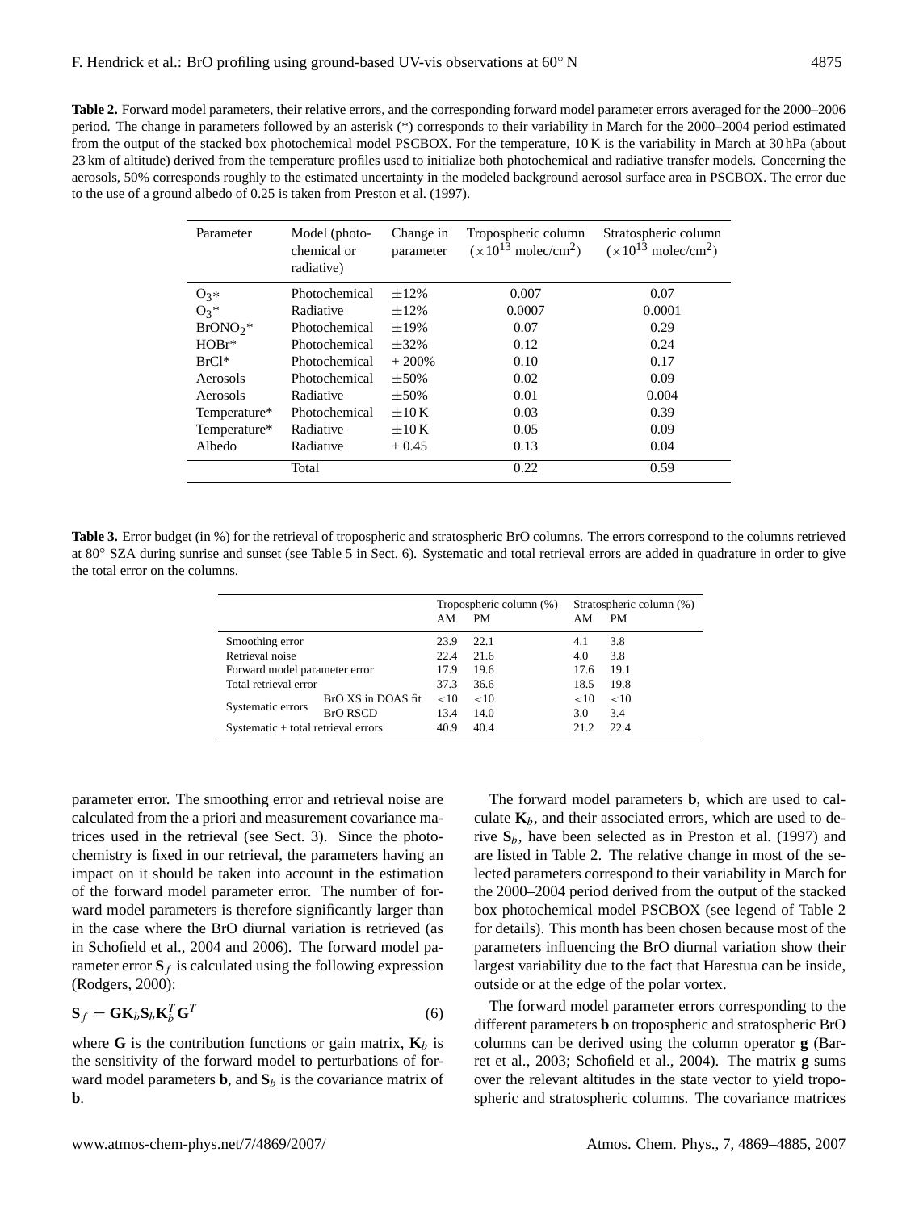**Table 2.** Forward model parameters, their relative errors, and the corresponding forward model parameter errors averaged for the 2000–2006 period. The change in parameters followed by an asterisk (*) corresponds to their variability in March for the 2000–2004 period estimated from the output of the stacked box photochemical model PSCBOX. For the temperature, 10 K is the variability in March at 30 hPa (about 23 km of altitude) derived from the temperature profiles used to initialize both photochemical and radiative transfer models. Concerning the aerosols, 50% corresponds roughly to the estimated uncertainty in the modeled background aerosol surface area in PSCBOX. The error due to the use of a ground albedo of 0.25 is taken from Preston et al. (1997).

| Parameter | Model (photo-chemical or radiative) | Change in parameter | Tropospheric column ($\times 10^{13}$ molec/cm$^2$) | Stratospheric column ($\times 10^{13}$ molec/cm$^2$) |
|---|---|---|---|---|
| $O_3$* | Photochemical | ±12% | 0.007 | 0.07 |
| $O_3$* | Radiative | ±12% | 0.0007 | 0.0001 |
| $BrONO_2$* | Photochemical | ±19% | 0.07 | 0.29 |
| HOBr* | Photochemical | ±32% | 0.12 | 0.24 |
| BrCl* | Photochemical | + 200% | 0.10 | 0.17 |
| Aerosols | Photochemical | ±50% | 0.02 | 0.09 |
| Aerosols | Radiative | ±50% | 0.01 | 0.004 |
| Temperature* | Photochemical | ±10 K | 0.03 | 0.39 |
| Temperature* | Radiative | ±10 K | 0.05 | 0.09 |
| Albedo | Radiative | + 0.45 | 0.13 | 0.04 |
| | Total | | 0.22 | 0.59 |

**Table 3.** Error budget (in %) for the retrieval of tropospheric and stratospheric BrO columns. The errors correspond to the columns retrieved at 80° SZA during sunrise and sunset (see Table 5 in Sect. 6). Systematic and total retrieval errors are added in quadrature in order to give the total error on the columns.

| | | Tropospheric column (%) | | Stratospheric column (%) | |
|---|---|---|---|---|---|
| | | AM | PM | AM | PM |
| Smoothing error | | 23.9 | 22.1 | 4.1 | 3.8 |
| Retrieval noise | | 22.4 | 21.6 | 4.0 | 3.8 |
| Forward model parameter error | | 17.9 | 19.6 | 17.6 | 19.1 |
| Total retrieval error | | 37.3 | 36.6 | 18.5 | 19.8 |
| Systematic errors | BrO XS in DOAS fit | <10 | <10 | <10 | <10 |
| | BrO RSCD | 13.4 | 14.0 | 3.0 | 3.4 |
| Systematic + total retrieval errors | | 40.9 | 40.4 | 21.2 | 22.4 |

parameter error. The smoothing error and retrieval noise are calculated from the a priori and measurement covariance matrices used in the retrieval (see Sect. 3). Since the photochemistry is fixed in our retrieval, the parameters having an impact on it should be taken into account in the estimation of the forward model parameter error. The number of forward model parameters is therefore significantly larger than in the case where the BrO diurnal variation is retrieved (as in Schofield et al., 2004 and 2006). The forward model parameter error $\mathbf{S}_f$ is calculated using the following expression (Rodgers, 2000):

$$\mathbf{S}_f = \mathbf{G}\mathbf{K}_b\mathbf{S}_b\mathbf{K}_b^T\mathbf{G}^T \tag{6}$$

where $\mathbf{G}$ is the contribution functions or gain matrix, $\mathbf{K}_b$ is the sensitivity of the forward model to perturbations of forward model parameters $\mathbf{b}$, and $\mathbf{S}_b$ is the covariance matrix of $\mathbf{b}$.

The forward model parameters $\mathbf{b}$, which are used to calculate $\mathbf{K}_b$, and their associated errors, which are used to derive $\mathbf{S}_b$, have been selected as in Preston et al. (1997) and are listed in Table 2. The relative change in most of the selected parameters correspond to their variability in March for the 2000–2004 period derived from the output of the stacked box photochemical model PSCBOX (see legend of Table 2 for details). This month has been chosen because most of the parameters influencing the BrO diurnal variation show their largest variability due to the fact that Harestua can be inside, outside or at the edge of the polar vortex.

The forward model parameter errors corresponding to the different parameters $\mathbf{b}$ on tropospheric and stratospheric BrO columns can be derived using the column operator $\mathbf{g}$ (Barret et al., 2003; Schofield et al., 2004). The matrix $\mathbf{g}$ sums over the relevant altitudes in the state vector to yield tropospheric and stratospheric columns. The covariance matrices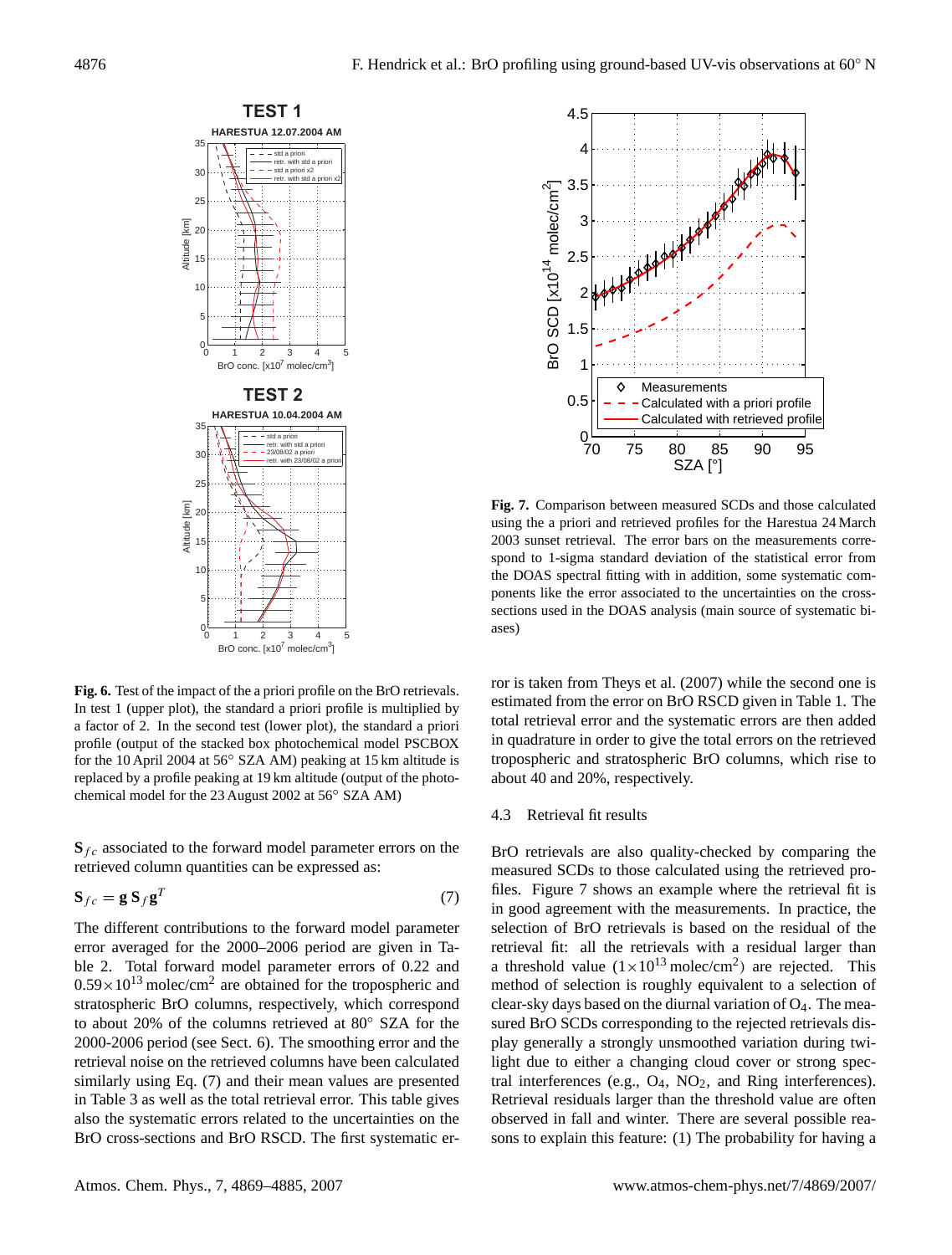**Fig. 6.** Test of the impact of the a priori profile on the BrO retrievals. In test 1 (upper plot), the standard a priori profile is multiplied by a factor of 2. In the second test (lower plot), the standard a priori profile (output of the stacked box photochemical model PSCBOX for the 10 April 2004 at 56° SZA AM) peaking at 15 km altitude is replaced by a profile peaking at 19 km altitude (output of the photochemical model for the 23 August 2002 at 56° SZA AM)

**Fig. 7.** Comparison between measured SCDs and those calculated using the a priori and retrieved profiles for the Harestua 24 March 2003 sunset retrieval. The error bars on the measurements correspond to 1-sigma standard deviation of the statistical error from the DOAS spectral fitting with in addition, some systematic components like the error associated to the uncertainties on the cross-sections used in the DOAS analysis (main source of systematic biases)

$\mathbf{S}_{fc}$ associated to the forward model parameter errors on the retrieved column quantities can be expressed as:

$$\mathbf{S}_{fc} = \mathbf{g}\,\mathbf{S}_f\,\mathbf{g}^T \qquad (7)$$

The different contributions to the forward model parameter error averaged for the 2000–2006 period are given in Table 2. Total forward model parameter errors of 0.22 and $0.59\times10^{13}$ molec/cm$^2$ are obtained for the tropospheric and stratospheric BrO columns, respectively, which correspond to about 20% of the columns retrieved at 80° SZA for the 2000-2006 period (see Sect. 6). The smoothing error and the retrieval noise on the retrieved columns have been calculated similarly using Eq. (7) and their mean values are presented in Table 3 as well as the total retrieval error. This table gives also the systematic errors related to the uncertainties on the BrO cross-sections and BrO RSCD. The first systematic error is taken from Theys et al. (2007) while the second one is estimated from the error on BrO RSCD given in Table 1. The total retrieval error and the systematic errors are then added in quadrature in order to give the total errors on the retrieved tropospheric and stratospheric BrO columns, which rise to about 40 and 20%, respectively.

### 4.3 Retrieval fit results

BrO retrievals are also quality-checked by comparing the measured SCDs to those calculated using the retrieved profiles. Figure 7 shows an example where the retrieval fit is in good agreement with the measurements. In practice, the selection of BrO retrievals is based on the residual of the retrieval fit: all the retrievals with a residual larger than a threshold value ($1\times10^{13}$ molec/cm$^2$) are rejected. This method of selection is roughly equivalent to a selection of clear-sky days based on the diurnal variation of $O_4$. The measured BrO SCDs corresponding to the rejected retrievals display generally a strongly unsmoothed variation during twilight due to either a changing cloud cover or strong spectral interferences (e.g., $O_4$, $NO_2$, and Ring interferences). Retrieval residuals larger than the threshold value are often observed in fall and winter. There are several possible reasons to explain this feature: (1) The probability for having a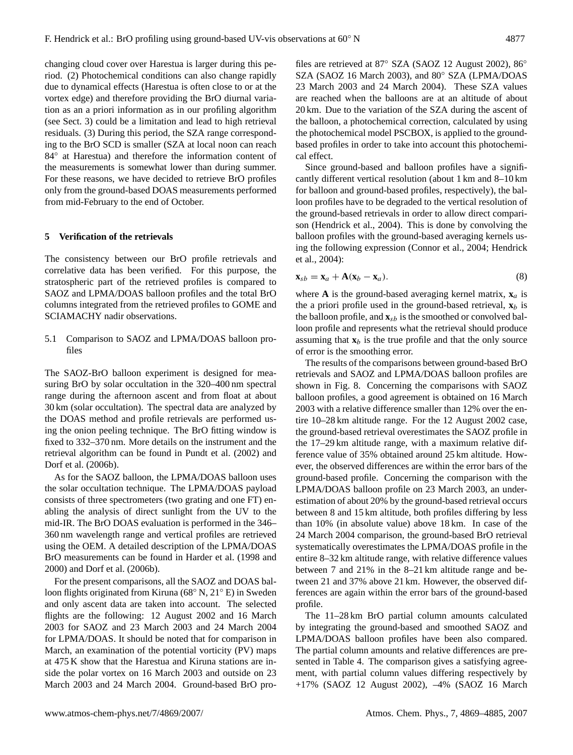changing cloud cover over Harestua is larger during this period. (2) Photochemical conditions can also change rapidly due to dynamical effects (Harestua is often close to or at the vortex edge) and therefore providing the BrO diurnal variation as an a priori information as in our profiling algorithm (see Sect. 3) could be a limitation and lead to high retrieval residuals. (3) During this period, the SZA range corresponding to the BrO SCD is smaller (SZA at local noon can reach 84° at Harestua) and therefore the information content of the measurements is somewhat lower than during summer. For these reasons, we have decided to retrieve BrO profiles only from the ground-based DOAS measurements performed from mid-February to the end of October.

## 5 Verification of the retrievals

The consistency between our BrO profile retrievals and correlative data has been verified. For this purpose, the stratospheric part of the retrieved profiles is compared to SAOZ and LPMA/DOAS balloon profiles and the total BrO columns integrated from the retrieved profiles to GOME and SCIAMACHY nadir observations.

### 5.1 Comparison to SAOZ and LPMA/DOAS balloon profiles

The SAOZ-BrO balloon experiment is designed for measuring BrO by solar occultation in the 320–400 nm spectral range during the afternoon ascent and from float at about 30 km (solar occultation). The spectral data are analyzed by the DOAS method and profile retrievals are performed using the onion peeling technique. The BrO fitting window is fixed to 332–370 nm. More details on the instrument and the retrieval algorithm can be found in Pundt et al. (2002) and Dorf et al. (2006b).

As for the SAOZ balloon, the LPMA/DOAS balloon uses the solar occultation technique. The LPMA/DOAS payload consists of three spectrometers (two grating and one FT) enabling the analysis of direct sunlight from the UV to the mid-IR. The BrO DOAS evaluation is performed in the 346–360 nm wavelength range and vertical profiles are retrieved using the OEM. A detailed description of the LPMA/DOAS BrO measurements can be found in Harder et al. (1998 and 2000) and Dorf et al. (2006b).

For the present comparisons, all the SAOZ and DOAS balloon flights originated from Kiruna (68° N, 21° E) in Sweden and only ascent data are taken into account. The selected flights are the following: 12 August 2002 and 16 March 2003 for SAOZ and 23 March 2003 and 24 March 2004 for LPMA/DOAS. It should be noted that for comparison in March, an examination of the potential vorticity (PV) maps at 475 K show that the Harestua and Kiruna stations are inside the polar vortex on 16 March 2003 and outside on 23 March 2003 and 24 March 2004. Ground-based BrO profiles are retrieved at 87° SZA (SAOZ 12 August 2002), 86° SZA (SAOZ 16 March 2003), and 80° SZA (LPMA/DOAS 23 March 2003 and 24 March 2004). These SZA values are reached when the balloons are at an altitude of about 20 km. Due to the variation of the SZA during the ascent of the balloon, a photochemical correction, calculated by using the photochemical model PSCBOX, is applied to the ground-based profiles in order to take into account this photochemical effect.

Since ground-based and balloon profiles have a significantly different vertical resolution (about 1 km and 8–10 km for balloon and ground-based profiles, respectively), the balloon profiles have to be degraded to the vertical resolution of the ground-based retrievals in order to allow direct comparison (Hendrick et al., 2004). This is done by convolving the balloon profiles with the ground-based averaging kernels using the following expression (Connor et al., 2004; Hendrick et al., 2004):

$$\mathbf{x}_{sb} = \mathbf{x}_a + \mathbf{A}(\mathbf{x}_b - \mathbf{x}_a). \tag{8}$$

where $\mathbf{A}$ is the ground-based averaging kernel matrix, $\mathbf{x}_a$ is the a priori profile used in the ground-based retrieval, $\mathbf{x}_b$ is the balloon profile, and $\mathbf{x}_{sb}$ is the smoothed or convolved balloon profile and represents what the retrieval should produce assuming that $\mathbf{x}_b$ is the true profile and that the only source of error is the smoothing error.

The results of the comparisons between ground-based BrO retrievals and SAOZ and LPMA/DOAS balloon profiles are shown in Fig. 8. Concerning the comparisons with SAOZ balloon profiles, a good agreement is obtained on 16 March 2003 with a relative difference smaller than 12% over the entire 10–28 km altitude range. For the 12 August 2002 case, the ground-based retrieval overestimates the SAOZ profile in the 17–29 km altitude range, with a maximum relative difference value of 35% obtained around 25 km altitude. However, the observed differences are within the error bars of the ground-based profile. Concerning the comparison with the LPMA/DOAS balloon profile on 23 March 2003, an underestimation of about 20% by the ground-based retrieval occurs between 8 and 15 km altitude, both profiles differing by less than 10% (in absolute value) above 18 km. In case of the 24 March 2004 comparison, the ground-based BrO retrieval systematically overestimates the LPMA/DOAS profile in the entire 8–32 km altitude range, with relative difference values between 7 and 21% in the 8–21 km altitude range and between 21 and 37% above 21 km. However, the observed differences are again within the error bars of the ground-based profile.

The 11–28 km BrO partial column amounts calculated by integrating the ground-based and smoothed SAOZ and LPMA/DOAS balloon profiles have been also compared. The partial column amounts and relative differences are presented in Table 4. The comparison gives a satisfying agreement, with partial column values differing respectively by +17% (SAOZ 12 August 2002), –4% (SAOZ 16 March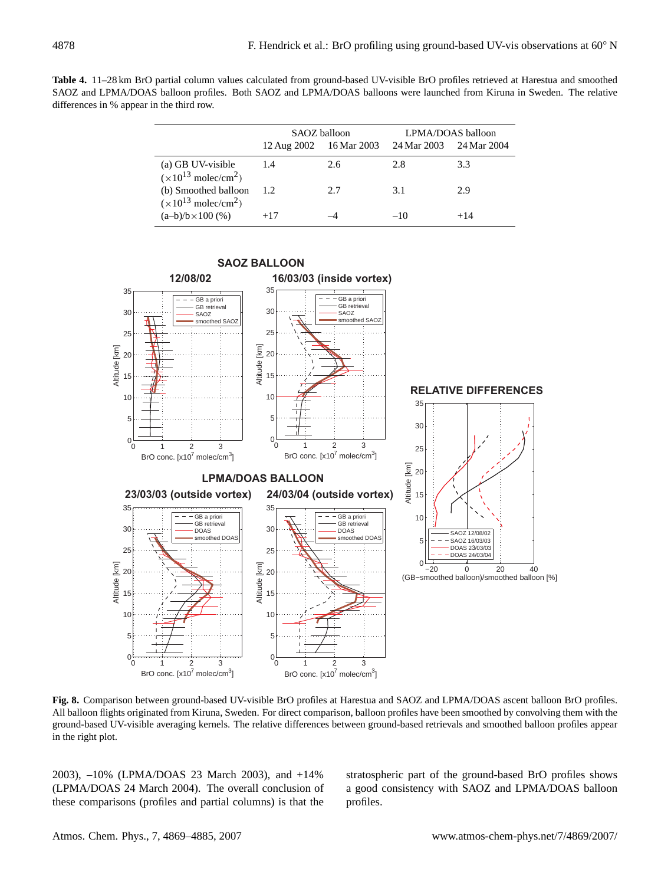**Table 4.** 11–28 km BrO partial column values calculated from ground-based UV-visible BrO profiles retrieved at Harestua and smoothed SAOZ and LPMA/DOAS balloon profiles. Both SAOZ and LPMA/DOAS balloons were launched from Kiruna in Sweden. The relative differences in % appear in the third row.

| | SAOZ balloon | | LPMA/DOAS balloon | |
|---|---|---|---|---|
| | 12 Aug 2002 | 16 Mar 2003 | 24 Mar 2003 | 24 Mar 2004 |
| (a) GB UV-visible ($\times 10^{13}$ molec/cm$^2$) | 1.4 | 2.6 | 2.8 | 3.3 |
| (b) Smoothed balloon ($\times 10^{13}$ molec/cm$^2$) | 1.2 | 2.7 | 3.1 | 2.9 |
| (a–b)/b×100 (%) | +17 | –4 | –10 | +14 |

**Fig. 8.** Comparison between ground-based UV-visible BrO profiles at Harestua and SAOZ and LPMA/DOAS ascent balloon BrO profiles. All balloon flights originated from Kiruna, Sweden. For direct comparison, balloon profiles have been smoothed by convolving them with the ground-based UV-visible averaging kernels. The relative differences between ground-based retrievals and smoothed balloon profiles appear in the right plot.

2003), –10% (LPMA/DOAS 23 March 2003), and +14% (LPMA/DOAS 24 March 2004). The overall conclusion of these comparisons (profiles and partial columns) is that the stratospheric part of the ground-based BrO profiles shows a good consistency with SAOZ and LPMA/DOAS balloon profiles.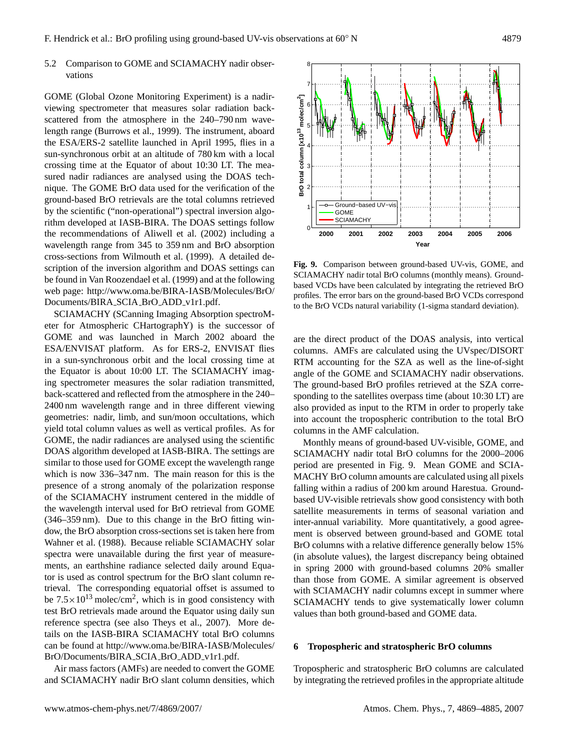## 5.2 Comparison to GOME and SCIAMACHY nadir observations

GOME (Global Ozone Monitoring Experiment) is a nadir-viewing spectrometer that measures solar radiation backscattered from the atmosphere in the 240–790 nm wavelength range (Burrows et al., 1999). The instrument, aboard the ESA/ERS-2 satellite launched in April 1995, flies in a sun-synchronous orbit at an altitude of 780 km with a local crossing time at the Equator of about 10:30 LT. The measured nadir radiances are analysed using the DOAS technique. The GOME BrO data used for the verification of the ground-based BrO retrievals are the total columns retrieved by the scientific ("non-operational") spectral inversion algorithm developed at IASB-BIRA. The DOAS settings follow the recommendations of Aliwell et al. (2002) including a wavelength range from 345 to 359 nm and BrO absorption cross-sections from Wilmouth et al. (1999). A detailed description of the inversion algorithm and DOAS settings can be found in Van Roozendael et al. (1999) and at the following web page: http://www.oma.be/BIRA-IASB/Molecules/BrO/Documents/BIRA_SCIA_BrO_ADD_v1r1.pdf.

SCIAMACHY (SCanning Imaging Absorption spectroMeter for Atmospheric CHartographY) is the successor of GOME and was launched in March 2002 aboard the ESA/ENVISAT platform. As for ERS-2, ENVISAT flies in a sun-synchronous orbit and the local crossing time at the Equator is about 10:00 LT. The SCIAMACHY imaging spectrometer measures the solar radiation transmitted, back-scattered and reflected from the atmosphere in the 240–2400 nm wavelength range and in three different viewing geometries: nadir, limb, and sun/moon occultations, which yield total column values as well as vertical profiles. As for GOME, the nadir radiances are analysed using the scientific DOAS algorithm developed at IASB-BIRA. The settings are similar to those used for GOME except the wavelength range which is now 336–347 nm. The main reason for this is the presence of a strong anomaly of the polarization response of the SCIAMACHY instrument centered in the middle of the wavelength interval used for BrO retrieval from GOME (346–359 nm). Due to this change in the BrO fitting window, the BrO absorption cross-sections set is taken here from Wahner et al. (1988). Because reliable SCIAMACHY solar spectra were unavailable during the first year of measurements, an earthshine radiance selected daily around Equator is used as control spectrum for the BrO slant column retrieval. The corresponding equatorial offset is assumed to be $7.5\times10^{13}$ molec/cm$^2$, which is in good consistency with test BrO retrievals made around the Equator using daily sun reference spectra (see also Theys et al., 2007). More details on the IASB-BIRA SCIAMACHY total BrO columns can be found at http://www.oma.be/BIRA-IASB/Molecules/BrO/Documents/BIRA_SCIA_BrO_ADD_v1r1.pdf.

Air mass factors (AMFs) are needed to convert the GOME and SCIAMACHY nadir BrO slant column densities, which are the direct product of the DOAS analysis, into vertical columns. AMFs are calculated using the UVspec/DISORT RTM accounting for the SZA as well as the line-of-sight angle of the GOME and SCIAMACHY nadir observations. The ground-based BrO profiles retrieved at the SZA corresponding to the satellites overpass time (about 10:30 LT) are also provided as input to the RTM in order to properly take into account the tropospheric contribution to the total BrO columns in the AMF calculation.

**Fig. 9.** Comparison between ground-based UV-vis, GOME, and SCIAMACHY nadir total BrO columns (monthly means). Ground-based VCDs have been calculated by integrating the retrieved BrO profiles. The error bars on the ground-based BrO VCDs correspond to the BrO VCDs natural variability (1-sigma standard deviation).

Monthly means of ground-based UV-visible, GOME, and SCIAMACHY nadir total BrO columns for the 2000–2006 period are presented in Fig. 9. Mean GOME and SCIAMACHY BrO column amounts are calculated using all pixels falling within a radius of 200 km around Harestua. Ground-based UV-visible retrievals show good consistency with both satellite measurements in terms of seasonal variation and inter-annual variability. More quantitatively, a good agreement is observed between ground-based and GOME total BrO columns with a relative difference generally below 15% (in absolute values), the largest discrepancy being obtained in spring 2000 with ground-based columns 20% smaller than those from GOME. A similar agreement is observed with SCIAMACHY nadir columns except in summer where SCIAMACHY tends to give systematically lower column values than both ground-based and GOME data.

## 6 Tropospheric and stratospheric BrO columns

Tropospheric and stratospheric BrO columns are calculated by integrating the retrieved profiles in the appropriate altitude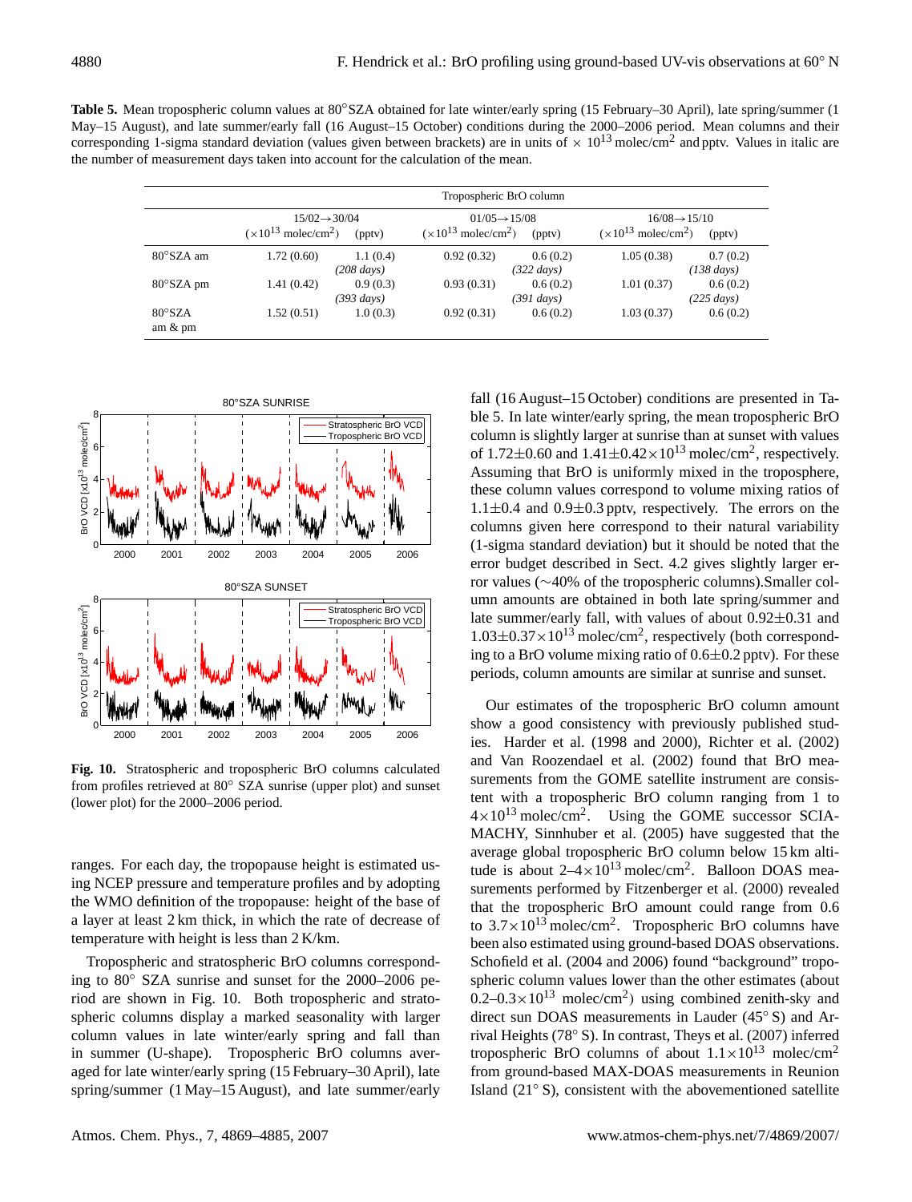**Table 5.** Mean tropospheric column values at 80° SZA obtained for late winter/early spring (15 February–30 April), late spring/summer (1 May–15 August), and late summer/early fall (16 August–15 October) conditions during the 2000–2006 period. Mean columns and their corresponding 1-sigma standard deviation (values given between brackets) are in units of $\times 10^{13}$ molec/cm$^2$ and pptv. Values in italic are the number of measurement days taken into account for the calculation of the mean.

| | Tropospheric BrO column | | | | | |
|---|---|---|---|---|---|---|
| | 15/02→30/04 | | 01/05→15/08 | | 16/08→15/10 | |
| | ($\times 10^{13}$ molec/cm$^2$) | (pptv) | ($\times 10^{13}$ molec/cm$^2$) | (pptv) | ($\times 10^{13}$ molec/cm$^2$) | (pptv) |
| 80° SZA am | 1.72 (0.60) | 1.1 (0.4) *(208 days)* | 0.92 (0.32) | 0.6 (0.2) *(322 days)* | 1.05 (0.38) | 0.7 (0.2) *(138 days)* |
| 80° SZA pm | 1.41 (0.42) | 0.9 (0.3) *(393 days)* | 0.93 (0.31) | 0.6 (0.2) *(391 days)* | 1.01 (0.37) | 0.6 (0.2) *(225 days)* |
| 80° SZA am & pm | 1.52 (0.51) | 1.0 (0.3) | 0.92 (0.31) | 0.6 (0.2) | 1.03 (0.37) | 0.6 (0.2) |

**Fig. 10.** Stratospheric and tropospheric BrO columns calculated from profiles retrieved at 80° SZA sunrise (upper plot) and sunset (lower plot) for the 2000–2006 period.

ranges. For each day, the tropopause height is estimated using NCEP pressure and temperature profiles and by adopting the WMO definition of the tropopause: height of the base of a layer at least 2 km thick, in which the rate of decrease of temperature with height is less than 2 K/km.

Tropospheric and stratospheric BrO columns corresponding to 80° SZA sunrise and sunset for the 2000–2006 period are shown in Fig. 10. Both tropospheric and stratospheric columns display a marked seasonality with larger column values in late winter/early spring and fall than in summer (U-shape). Tropospheric BrO columns averaged for late winter/early spring (15 February–30 April), late spring/summer (1 May–15 August), and late summer/early fall (16 August–15 October) conditions are presented in Table 5. In late winter/early spring, the mean tropospheric BrO column is slightly larger at sunrise than at sunset with values of 1.72±0.60 and $1.41\pm0.42\times10^{13}$ molec/cm$^2$, respectively. Assuming that BrO is uniformly mixed in the troposphere, these column values correspond to volume mixing ratios of 1.1±0.4 and 0.9±0.3 pptv, respectively. The errors on the columns given here correspond to their natural variability (1-sigma standard deviation) but it should be noted that the error budget described in Sect. 4.2 gives slightly larger error values (~40% of the tropospheric columns).Smaller column amounts are obtained in both late spring/summer and late summer/early fall, with values of about 0.92±0.31 and $1.03\pm0.37\times10^{13}$ molec/cm$^2$, respectively (both corresponding to a BrO volume mixing ratio of 0.6±0.2 pptv). For these periods, column amounts are similar at sunrise and sunset.

Our estimates of the tropospheric BrO column amount show a good consistency with previously published studies. Harder et al. (1998 and 2000), Richter et al. (2002) and Van Roozendael et al. (2002) found that BrO measurements from the GOME satellite instrument are consistent with a tropospheric BrO column ranging from 1 to $4\times10^{13}$ molec/cm$^2$. Using the GOME successor SCIAMACHY, Sinnhuber et al. (2005) have suggested that the average global tropospheric BrO column below 15 km altitude is about $2–4\times10^{13}$ molec/cm$^2$. Balloon DOAS measurements performed by Fitzenberger et al. (2000) revealed that the tropospheric BrO amount could range from 0.6 to $3.7\times10^{13}$ molec/cm$^2$. Tropospheric BrO columns have been also estimated using ground-based DOAS observations. Schofield et al. (2004 and 2006) found "background" tropospheric column values lower than the other estimates (about $0.2–0.3\times10^{13}$ molec/cm$^2$) using combined zenith-sky and direct sun DOAS measurements in Lauder (45° S) and Arrival Heights (78° S). In contrast, Theys et al. (2007) inferred tropospheric BrO columns of about $1.1\times10^{13}$ molec/cm$^2$ from ground-based MAX-DOAS measurements in Reunion Island (21° S), consistent with the abovementioned satellite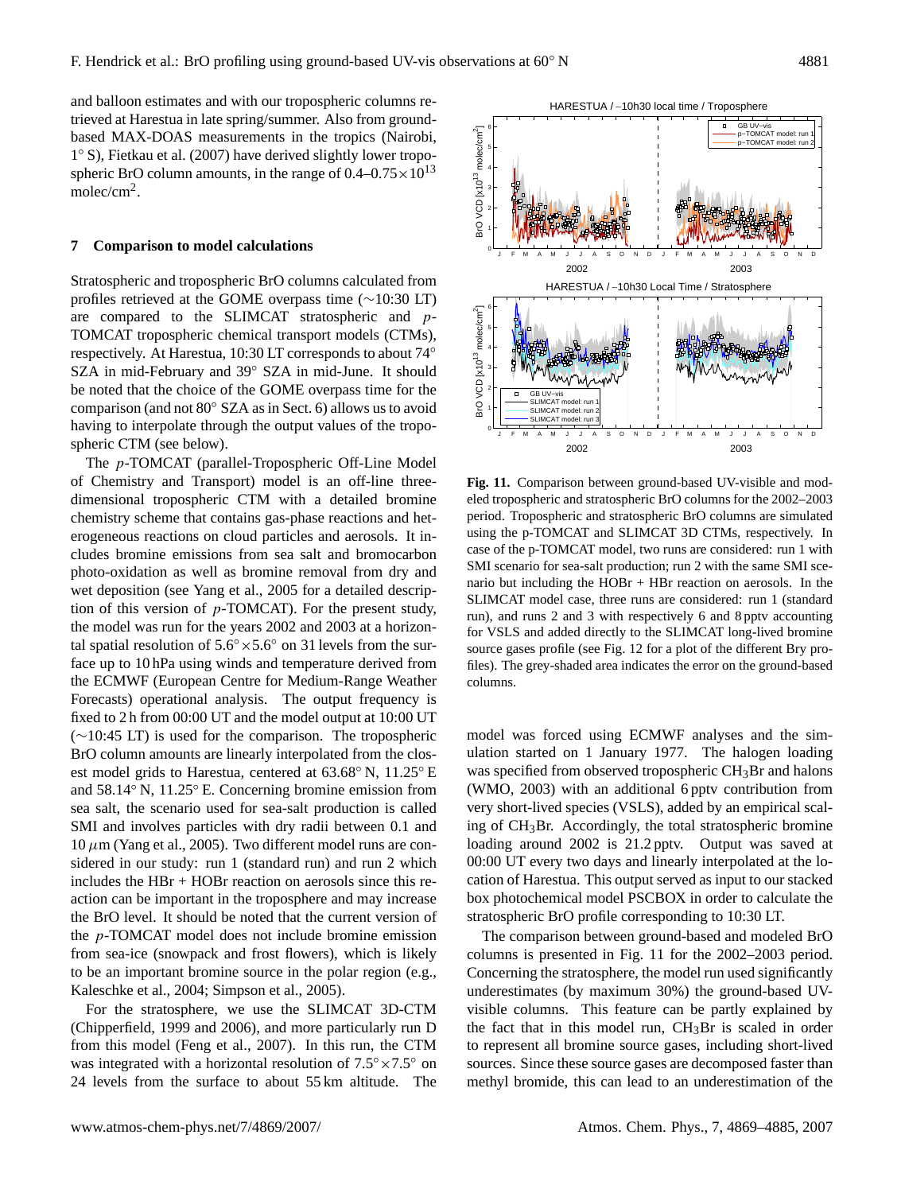and balloon estimates and with our tropospheric columns retrieved at Harestua in late spring/summer. Also from ground-based MAX-DOAS measurements in the tropics (Nairobi, 1° S), Fietkau et al. (2007) have derived slightly lower tropospheric BrO column amounts, in the range of $0.4–0.75\times10^{13}$ molec/cm$^2$.

## 7 Comparison to model calculations

Stratospheric and tropospheric BrO columns calculated from profiles retrieved at the GOME overpass time (∼10:30 LT) are compared to the SLIMCAT stratospheric and *p*-TOMCAT tropospheric chemical transport models (CTMs), respectively. At Harestua, 10:30 LT corresponds to about 74° SZA in mid-February and 39° SZA in mid-June. It should be noted that the choice of the GOME overpass time for the comparison (and not 80° SZA as in Sect. 6) allows us to avoid having to interpolate through the output values of the tropospheric CTM (see below).

The *p*-TOMCAT (parallel-Tropospheric Off-Line Model of Chemistry and Transport) model is an off-line three-dimensional tropospheric CTM with a detailed bromine chemistry scheme that contains gas-phase reactions and heterogeneous reactions on cloud particles and aerosols. It includes bromine emissions from sea salt and bromocarbon photo-oxidation as well as bromine removal from dry and wet deposition (see Yang et al., 2005 for a detailed description of this version of *p*-TOMCAT). For the present study, the model was run for the years 2002 and 2003 at a horizontal spatial resolution of $5.6°\times5.6°$ on 31 levels from the surface up to 10 hPa using winds and temperature derived from the ECMWF (European Centre for Medium-Range Weather Forecasts) operational analysis. The output frequency is fixed to 2 h from 00:00 UT and the model output at 10:00 UT (∼10:45 LT) is used for the comparison. The tropospheric BrO column amounts are linearly interpolated from the closest model grids to Harestua, centered at 63.68° N, 11.25° E and 58.14° N, 11.25° E. Concerning bromine emission from sea salt, the scenario used for sea-salt production is called SMI and involves particles with dry radii between 0.1 and 10 $\mu$m (Yang et al., 2005). Two different model runs are considered in our study: run 1 (standard run) and run 2 which includes the HBr + HOBr reaction on aerosols since this reaction can be important in the troposphere and may increase the BrO level. It should be noted that the current version of the *p*-TOMCAT model does not include bromine emission from sea-ice (snowpack and frost flowers), which is likely to be an important bromine source in the polar region (e.g., Kaleschke et al., 2004; Simpson et al., 2005).

For the stratosphere, we use the SLIMCAT 3D-CTM (Chipperfield, 1999 and 2006), and more particularly run D from this model (Feng et al., 2007). In this run, the CTM was integrated with a horizontal resolution of $7.5°\times7.5°$ on 24 levels from the surface to about 55 km altitude. The model was forced using ECMWF analyses and the simulation started on 1 January 1977. The halogen loading was specified from observed tropospheric $CH_3Br$ and halons (WMO, 2003) with an additional 6 pptv contribution from very short-lived species (VSLS), added by an empirical scaling of $CH_3Br$. Accordingly, the total stratospheric bromine loading around 2002 is 21.2 pptv. Output was saved at 00:00 UT every two days and linearly interpolated at the location of Harestua. This output served as input to our stacked box photochemical model PSCBOX in order to calculate the stratospheric BrO profile corresponding to 10:30 LT.

**Fig. 11.** Comparison between ground-based UV-visible and modeled tropospheric and stratospheric BrO columns for the 2002–2003 period. Tropospheric and stratospheric BrO columns are simulated using the p-TOMCAT and SLIMCAT 3D CTMs, respectively. In case of the p-TOMCAT model, two runs are considered: run 1 with SMI scenario for sea-salt production; run 2 with the same SMI scenario but including the HOBr + HBr reaction on aerosols. In the SLIMCAT model case, three runs are considered: run 1 (standard run), and runs 2 and 3 with respectively 6 and 8 pptv accounting for VSLS and added directly to the SLIMCAT long-lived bromine source gases profile (see Fig. 12 for a plot of the different Bry profiles). The grey-shaded area indicates the error on the ground-based columns.

The comparison between ground-based and modeled BrO columns is presented in Fig. 11 for the 2002–2003 period. Concerning the stratosphere, the model run used significantly underestimates (by maximum 30%) the ground-based UV-visible columns. This feature can be partly explained by the fact that in this model run, $CH_3Br$ is scaled in order to represent all bromine source gases, including short-lived sources. Since these source gases are decomposed faster than methyl bromide, this can lead to an underestimation of the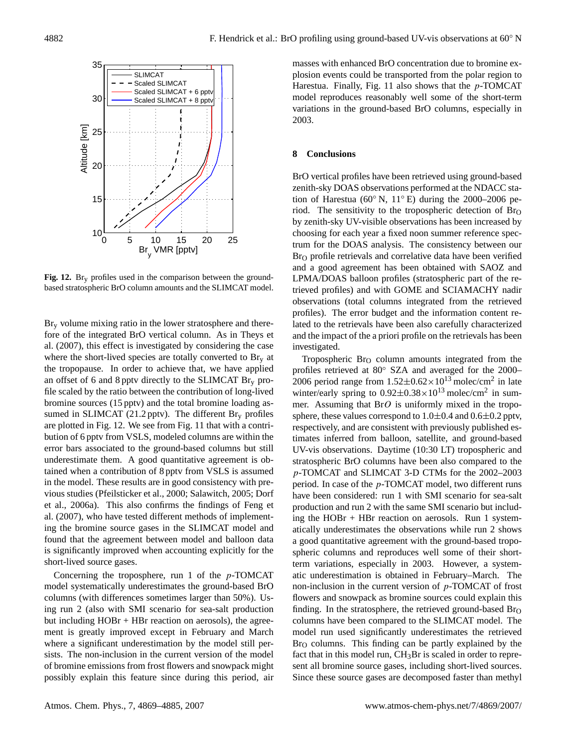**Fig. 12.** $Br_y$ profiles used in the comparison between the ground-based stratospheric BrO column amounts and the SLIMCAT model.

$Br_y$ volume mixing ratio in the lower stratosphere and therefore of the integrated BrO vertical column. As in Theys et al. (2007), this effect is investigated by considering the case where the short-lived species are totally converted to $Br_y$ at the tropopause. In order to achieve that, we have applied an offset of 6 and 8 pptv directly to the SLIMCAT $Br_y$ profile scaled by the ratio between the contribution of long-lived bromine sources (15 pptv) and the total bromine loading assumed in SLIMCAT (21.2 pptv). The different $Br_y$ profiles are plotted in Fig. 12. We see from Fig. 11 that with a contribution of 6 pptv from VSLS, modeled columns are within the error bars associated to the ground-based columns but still underestimate them. A good quantitative agreement is obtained when a contribution of 8 pptv from VSLS is assumed in the model. These results are in good consistency with previous studies (Pfeilsticker et al., 2000; Salawitch, 2005; Dorf et al., 2006a). This also confirms the findings of Feng et al. (2007), who have tested different methods of implementing the bromine source gases in the SLIMCAT model and found that the agreement between model and balloon data is significantly improved when accounting explicitly for the short-lived source gases.

Concerning the troposphere, run 1 of the $p$-TOMCAT model systematically underestimates the ground-based BrO columns (with differences sometimes larger than 50%). Using run 2 (also with SMI scenario for sea-salt production but including HOBr + HBr reaction on aerosols), the agreement is greatly improved except in February and March where a significant underestimation by the model still persists. The non-inclusion in the current version of the model of bromine emissions from frost flowers and snowpack might possibly explain this feature since during this period, air masses with enhanced BrO concentration due to bromine explosion events could be transported from the polar region to Harestua. Finally, Fig. 11 also shows that the $p$-TOMCAT model reproduces reasonably well some of the short-term variations in the ground-based BrO columns, especially in 2003.

## 8 Conclusions

BrO vertical profiles have been retrieved using ground-based zenith-sky DOAS observations performed at the NDACC station of Harestua (60° N, 11° E) during the 2000–2006 period. The sensitivity to the tropospheric detection of $Br_O$ by zenith-sky UV-visible observations has been increased by choosing for each year a fixed noon summer reference spectrum for the DOAS analysis. The consistency between our $Br_O$ profile retrievals and correlative data have been verified and a good agreement has been obtained with SAOZ and LPMA/DOAS balloon profiles (stratospheric part of the retrieved profiles) and with GOME and SCIAMACHY nadir observations (total columns integrated from the retrieved profiles). The error budget and the information content related to the retrievals have been also carefully characterized and the impact of the a priori profile on the retrievals has been investigated.

Tropospheric $Br_O$ column amounts integrated from the profiles retrieved at 80° SZA and averaged for the 2000–2006 period range from $1.52\pm0.62\times10^{13}$ molec/cm$^2$ in late winter/early spring to $0.92\pm0.38\times10^{13}$ molec/cm$^2$ in summer. Assuming that $BrO$ is uniformly mixed in the troposphere, these values correspond to $1.0\pm0.4$ and $0.6\pm0.2$ pptv, respectively, and are consistent with previously published estimates inferred from balloon, satellite, and ground-based UV-vis observations. Daytime (10:30 LT) tropospheric and stratospheric BrO columns have been also compared to the $p$-TOMCAT and SLIMCAT 3-D CTMs for the 2002–2003 period. In case of the $p$-TOMCAT model, two different runs have been considered: run 1 with SMI scenario for sea-salt production and run 2 with the same SMI scenario but including the HOBr + HBr reaction on aerosols. Run 1 systematically underestimates the observations while run 2 shows a good quantitative agreement with the ground-based tropospheric columns and reproduces well some of their short-term variations, especially in 2003. However, a systematic underestimation is obtained in February–March. The non-inclusion in the current version of $p$-TOMCAT of frost flowers and snowpack as bromine sources could explain this finding. In the stratosphere, the retrieved ground-based $Br_O$ columns have been compared to the SLIMCAT model. The model run used significantly underestimates the retrieved $Br_O$ columns. This finding can be partly explained by the fact that in this model run, $CH_3Br$ is scaled in order to represent all bromine source gases, including short-lived sources. Since these source gases are decomposed faster than methyl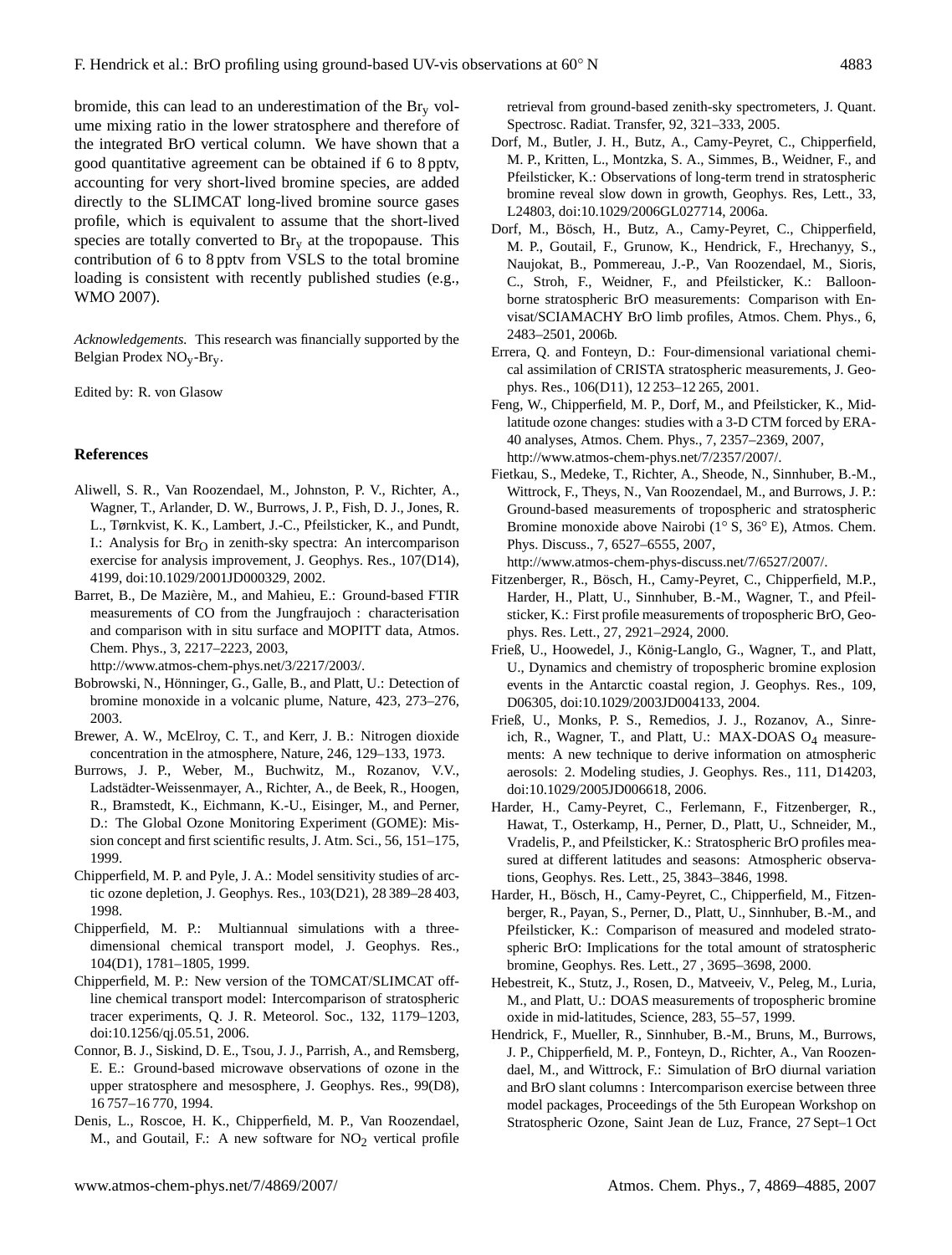bromide, this can lead to an underestimation of the $Br_y$ volume mixing ratio in the lower stratosphere and therefore of the integrated BrO vertical column. We have shown that a good quantitative agreement can be obtained if 6 to 8 pptv, accounting for very short-lived bromine species, are added directly to the SLIMCAT long-lived bromine source gases profile, which is equivalent to assume that the short-lived species are totally converted to $Br_y$ at the tropopause. This contribution of 6 to 8 pptv from VSLS to the total bromine loading is consistent with recently published studies (e.g., WMO 2007).

*Acknowledgements.* This research was financially supported by the Belgian Prodex $NO_y$-$Br_y$.

Edited by: R. von Glasow

## References

Aliwell, S. R., Van Roozendael, M., Johnston, P. V., Richter, A., Wagner, T., Arlander, D. W., Burrows, J. P., Fish, D. J., Jones, R. L., Tørnkvist, K. K., Lambert, J.-C., Pfeilsticker, K., and Pundt, I.: Analysis for $Br_O$ in zenith-sky spectra: An intercomparison exercise for analysis improvement, J. Geophys. Res., 107(D14), 4199, doi:10.1029/2001JD000329, 2002.

Barret, B., De Mazière, M., and Mahieu, E.: Ground-based FTIR measurements of CO from the Jungfraujoch : characterisation and comparison with in situ surface and MOPITT data, Atmos. Chem. Phys., 3, 2217–2223, 2003, http://www.atmos-chem-phys.net/3/2217/2003/.

Bobrowski, N., Hönninger, G., Galle, B., and Platt, U.: Detection of bromine monoxide in a volcanic plume, Nature, 423, 273–276, 2003.

Brewer, A. W., McElroy, C. T., and Kerr, J. B.: Nitrogen dioxide concentration in the atmosphere, Nature, 246, 129–133, 1973.

Burrows, J. P., Weber, M., Buchwitz, M., Rozanov, V.V., Ladstädter-Weissenmayer, A., Richter, A., de Beek, R., Hoogen, R., Bramstedt, K., Eichmann, K.-U., Eisinger, M., and Perner, D.: The Global Ozone Monitoring Experiment (GOME): Mission concept and first scientific results, J. Atm. Sci., 56, 151–175, 1999.

Chipperfield, M. P. and Pyle, J. A.: Model sensitivity studies of arctic ozone depletion, J. Geophys. Res., 103(D21), 28 389–28 403, 1998.

Chipperfield, M. P.: Multiannual simulations with a three-dimensional chemical transport model, J. Geophys. Res., 104(D1), 1781–1805, 1999.

Chipperfield, M. P.: New version of the TOMCAT/SLIMCAT offline chemical transport model: Intercomparison of stratospheric tracer experiments, Q. J. R. Meteorol. Soc., 132, 1179–1203, doi:10.1256/qj.05.51, 2006.

Connor, B. J., Siskind, D. E., Tsou, J. J., Parrish, A., and Remsberg, E. E.: Ground-based microwave observations of ozone in the upper stratosphere and mesosphere, J. Geophys. Res., 99(D8), 16 757–16 770, 1994.

Denis, L., Roscoe, H. K., Chipperfield, M. P., Van Roozendael, M., and Goutail, F.: A new software for $NO_2$ vertical profile retrieval from ground-based zenith-sky spectrometers, J. Quant. Spectrosc. Radiat. Transfer, 92, 321–333, 2005.

Dorf, M., Butler, J. H., Butz, A., Camy-Peyret, C., Chipperfield, M. P., Kritten, L., Montzka, S. A., Simmes, B., Weidner, F., and Pfeilsticker, K.: Observations of long-term trend in stratospheric bromine reveal slow down in growth, Geophys. Res, Lett., 33, L24803, doi:10.1029/2006GL027714, 2006a.

Dorf, M., Bösch, H., Butz, A., Camy-Peyret, C., Chipperfield, M. P., Goutail, F., Grunow, K., Hendrick, F., Hrechanyy, S., Naujokat, B., Pommereau, J.-P., Van Roozendael, M., Sioris, C., Stroh, F., Weidner, F., and Pfeilsticker, K.: Balloon-borne stratospheric BrO measurements: Comparison with Envisat/SCIAMACHY BrO limb profiles, Atmos. Chem. Phys., 6, 2483–2501, 2006b.

Errera, Q. and Fonteyn, D.: Four-dimensional variational chemical assimilation of CRISTA stratospheric measurements, J. Geophys. Res., 106(D11), 12 253–12 265, 2001.

Feng, W., Chipperfield, M. P., Dorf, M., and Pfeilsticker, K., Mid-latitude ozone changes: studies with a 3-D CTM forced by ERA-40 analyses, Atmos. Chem. Phys., 7, 2357–2369, 2007, http://www.atmos-chem-phys.net/7/2357/2007/.

Fietkau, S., Medeke, T., Richter, A., Sheode, N., Sinnhuber, B.-M., Wittrock, F., Theys, N., Van Roozendael, M., and Burrows, J. P.: Ground-based measurements of tropospheric and stratospheric Bromine monoxide above Nairobi (1° S, 36° E), Atmos. Chem. Phys. Discuss., 7, 6527–6555, 2007, http://www.atmos-chem-phys-discuss.net/7/6527/2007/.

Fitzenberger, R., Bösch, H., Camy-Peyret, C., Chipperfield, M.P., Harder, H., Platt, U., Sinnhuber, B.-M., Wagner, T., and Pfeilsticker, K.: First profile measurements of tropospheric BrO, Geophys. Res. Lett., 27, 2921–2924, 2000.

Frieß, U., Hoowedel, J., König-Langlo, G., Wagner, T., and Platt, U., Dynamics and chemistry of tropospheric bromine explosion events in the Antarctic coastal region, J. Geophys. Res., 109, D06305, doi:10.1029/2003JD004133, 2004.

Frieß, U., Monks, P. S., Remedios, J. J., Rozanov, A., Sinreich, R., Wagner, T., and Platt, U.: MAX-DOAS $O_4$ measurements: A new technique to derive information on atmospheric aerosols: 2. Modeling studies, J. Geophys. Res., 111, D14203, doi:10.1029/2005JD006618, 2006.

Harder, H., Camy-Peyret, C., Ferlemann, F., Fitzenberger, R., Hawat, T., Osterkamp, H., Perner, D., Platt, U., Schneider, M., Vradelis, P., and Pfeilsticker, K.: Stratospheric BrO profiles measured at different latitudes and seasons: Atmospheric observations, Geophys. Res. Lett., 25, 3843–3846, 1998.

Harder, H., Bösch, H., Camy-Peyret, C., Chipperfield, M., Fitzenberger, R., Payan, S., Perner, D., Platt, U., Sinnhuber, B.-M., and Pfeilsticker, K.: Comparison of measured and modeled stratospheric BrO: Implications for the total amount of stratospheric bromine, Geophys. Res. Lett., 27 , 3695–3698, 2000.

Hebestreit, K., Stutz, J., Rosen, D., Matveiev, V., Peleg, M., Luria, M., and Platt, U.: DOAS measurements of tropospheric bromine oxide in mid-latitudes, Science, 283, 55–57, 1999.

Hendrick, F., Mueller, R., Sinnhuber, B.-M., Bruns, M., Burrows, J. P., Chipperfield, M. P., Fonteyn, D., Richter, A., Van Roozendael, M., and Wittrock, F.: Simulation of BrO diurnal variation and BrO slant columns : Intercomparison exercise between three model packages, Proceedings of the 5th European Workshop on Stratospheric Ozone, Saint Jean de Luz, France, 27 Sept–1 Oct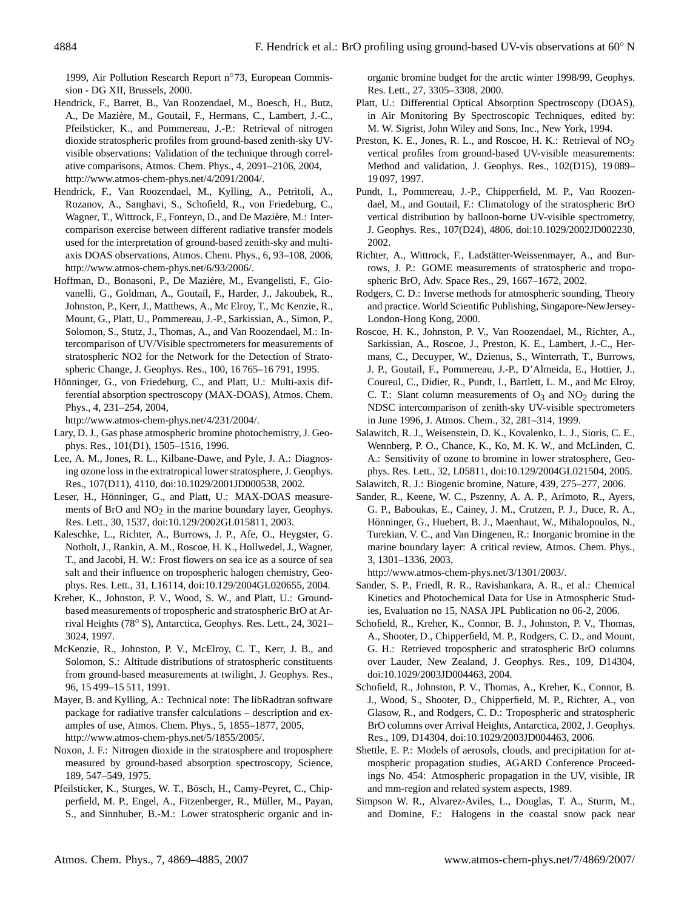1999, Air Pollution Research Report n°73, European Commission - DG XII, Brussels, 2000.

Hendrick, F., Barret, B., Van Roozendael, M., Boesch, H., Butz, A., De Mazière, M., Goutail, F., Hermans, C., Lambert, J.-C., Pfeilsticker, K., and Pommereau, J.-P.: Retrieval of nitrogen dioxide stratospheric profiles from ground-based zenith-sky UV-visible observations: Validation of the technique through correlative comparisons, Atmos. Chem. Phys., 4, 2091–2106, 2004, http://www.atmos-chem-phys.net/4/2091/2004/.

Hendrick, F., Van Roozendael, M., Kylling, A., Petritoli, A., Rozanov, A., Sanghavi, S., Schofield, R., von Friedeburg, C., Wagner, T., Wittrock, F., Fonteyn, D., and De Mazière, M.: Intercomparison exercise between different radiative transfer models used for the interpretation of ground-based zenith-sky and multi-axis DOAS observations, Atmos. Chem. Phys., 6, 93–108, 2006, http://www.atmos-chem-phys.net/6/93/2006/.

Hoffman, D., Bonasoni, P., De Mazière, M., Evangelisti, F., Giovanelli, G., Goldman, A., Goutail, F., Harder, J., Jakoubek, R., Johnston, P., Kerr, J., Matthews, A., Mc Elroy, T., Mc Kenzie, R., Mount, G., Platt, U., Pommereau, J.-P., Sarkissian, A., Simon, P., Solomon, S., Stutz, J., Thomas, A., and Van Roozendael, M.: Intercomparison of UV/Visible spectrometers for measurements of stratospheric NO2 for the Network for the Detection of Stratospheric Change, J. Geophys. Res., 100, 16 765–16 791, 1995.

Hönninger, G., von Friedeburg, C., and Platt, U.: Multi-axis differential absorption spectroscopy (MAX-DOAS), Atmos. Chem. Phys., 4, 231–254, 2004, http://www.atmos-chem-phys.net/4/231/2004/.

Lary, D. J., Gas phase atmospheric bromine photochemistry, J. Geophys. Res., 101(D1), 1505–1516, 1996.

Lee, A. M., Jones, R. L., Kilbane-Dawe, and Pyle, J. A.: Diagnosing ozone loss in the extratropical lower stratosphere, J. Geophys. Res., 107(D11), 4110, doi:10.1029/2001JD000538, 2002.

Leser, H., Hönninger, G., and Platt, U.: MAX-DOAS measurements of BrO and $NO_2$ in the marine boundary layer, Geophys. Res. Lett., 30, 1537, doi:10.129/2002GL015811, 2003.

Kaleschke, L., Richter, A., Burrows, J. P., Afe, O., Heygster, G. Notholt, J., Rankin, A. M., Roscoe, H. K., Hollwedel, J., Wagner, T., and Jacobi, H. W.: Frost flowers on sea ice as a source of sea salt and their influence on tropospheric halogen chemistry, Geophys. Res. Lett., 31, L16114, doi:10.129/2004GL020655, 2004.

Kreher, K., Johnston, P. V., Wood, S. W., and Platt, U.: Ground-based measurements of tropospheric and stratospheric BrO at Arrival Heights (78° S), Antarctica, Geophys. Res. Lett., 24, 3021–3024, 1997.

McKenzie, R., Johnston, P. V., McElroy, C. T., Kerr, J. B., and Solomon, S.: Altitude distributions of stratospheric constituents from ground-based measurements at twilight, J. Geophys. Res., 96, 15 499–15 511, 1991.

Mayer, B. and Kylling, A.: Technical note: The libRadtran software package for radiative transfer calculations – description and examples of use, Atmos. Chem. Phys., 5, 1855–1877, 2005, http://www.atmos-chem-phys.net/5/1855/2005/.

Noxon, J. F.: Nitrogen dioxide in the stratosphere and troposphere measured by ground-based absorption spectroscopy, Science, 189, 547–549, 1975.

Pfeilsticker, K., Sturges, W. T., Bösch, H., Camy-Peyret, C., Chipperfield, M. P., Engel, A., Fitzenberger, R., Müller, M., Payan, S., and Sinnhuber, B.-M.: Lower stratospheric organic and inorganic bromine budget for the arctic winter 1998/99, Geophys. Res. Lett., 27, 3305–3308, 2000.

Platt, U.: Differential Optical Absorption Spectroscopy (DOAS), in Air Monitoring By Spectroscopic Techniques, edited by: M. W. Sigrist, John Wiley and Sons, Inc., New York, 1994.

Preston, K. E., Jones, R. L., and Roscoe, H. K.: Retrieval of $NO_2$ vertical profiles from ground-based UV-visible measurements: Method and validation, J. Geophys. Res., 102(D15), 19 089–19 097, 1997.

Pundt, I., Pommereau, J.-P., Chipperfield, M. P., Van Roozendael, M., and Goutail, F.: Climatology of the stratospheric BrO vertical distribution by balloon-borne UV-visible spectrometry, J. Geophys. Res., 107(D24), 4806, doi:10.1029/2002JD002230, 2002.

Richter, A., Wittrock, F., Ladstätter-Weissenmayer, A., and Burrows, J. P.: GOME measurements of stratospheric and tropospheric BrO, Adv. Space Res., 29, 1667–1672, 2002.

Rodgers, C. D.: Inverse methods for atmospheric sounding, Theory and practice. World Scientific Publishing, Singapore-NewJersey-London-Hong Kong, 2000.

Roscoe, H. K., Johnston, P. V., Van Roozendael, M., Richter, A., Sarkissian, A., Roscoe, J., Preston, K. E., Lambert, J.-C., Hermans, C., Decuyper, W., Dzienus, S., Winterrath, T., Burrows, J. P., Goutail, F., Pommereau, J.-P., D'Almeida, E., Hottier, J., Coureul, C., Didier, R., Pundt, I., Bartlett, L. M., and Mc Elroy, C. T.: Slant column measurements of $O_3$ and $NO_2$ during the NDSC intercomparison of zenith-sky UV-visible spectrometers in June 1996, J. Atmos. Chem., 32, 281–314, 1999.

Salawitch, R. J., Weisenstein, D. K., Kovalenko, L. J., Sioris, C. E., Wennberg, P. O., Chance, K., Ko, M. K. W., and McLinden, C. A.: Sensitivity of ozone to bromine in lower stratosphere, Geophys. Res. Lett., 32, L05811, doi:10.129/2004GL021504, 2005.

Salawitch, R. J.: Biogenic bromine, Nature, 439, 275–277, 2006.

Sander, R., Keene, W. C., Pszenny, A. A. P., Arimoto, R., Ayers, G. P., Baboukas, E., Cainey, J. M., Crutzen, P. J., Duce, R. A., Hönninger, G., Huebert, B. J., Maenhaut, W., Mihalopoulos, N., Turekian, V. C., and Van Dingenen, R.: Inorganic bromine in the marine boundary layer: A critical review, Atmos. Chem. Phys., 3, 1301–1336, 2003, http://www.atmos-chem-phys.net/3/1301/2003/.

Sander, S. P., Friedl, R. R., Ravishankara, A. R., et al.: Chemical Kinetics and Photochemical Data for Use in Atmospheric Studies, Evaluation no 15, NASA JPL Publication no 06-2, 2006.

Schofield, R., Kreher, K., Connor, B. J., Johnston, P. V., Thomas, A., Shooter, D., Chipperfield, M. P., Rodgers, C. D., and Mount, G. H.: Retrieved tropospheric and stratospheric BrO columns over Lauder, New Zealand, J. Geophys. Res., 109, D14304, doi:10.1029/2003JD004463, 2004.

Schofield, R., Johnston, P. V., Thomas, A., Kreher, K., Connor, B. J., Wood, S., Shooter, D., Chipperfield, M. P., Richter, A., von Glasow, R., and Rodgers, C. D.: Tropospheric and stratospheric BrO columns over Arrival Heights, Antarctica, 2002, J. Geophys. Res., 109, D14304, doi:10.1029/2003JD004463, 2006.

Shettle, E. P.: Models of aerosols, clouds, and precipitation for atmospheric propagation studies, AGARD Conference Proceedings No. 454: Atmospheric propagation in the UV, visible, IR and mm-region and related system aspects, 1989.

Simpson W. R., Alvarez-Aviles, L., Douglas, T. A., Sturm, M., and Domine, F.: Halogens in the coastal snow pack near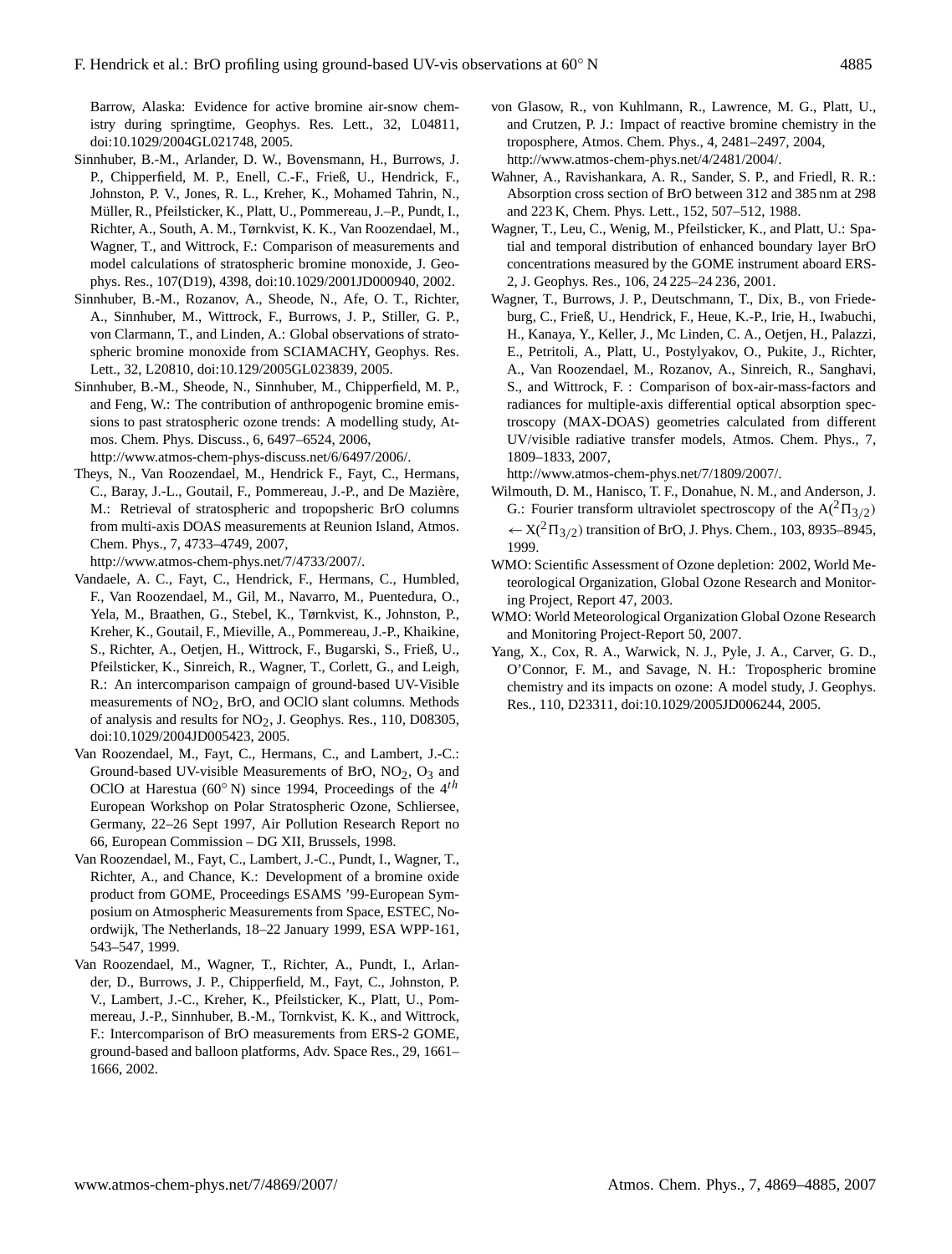Barrow, Alaska: Evidence for active bromine air-snow chemistry during springtime, Geophys. Res. Lett., 32, L04811, doi:10.1029/2004GL021748, 2005.

Sinnhuber, B.-M., Arlander, D. W., Bovensmann, H., Burrows, J. P., Chipperfield, M. P., Enell, C.-F., Frieß, U., Hendrick, F., Johnston, P. V., Jones, R. L., Kreher, K., Mohamed Tahrin, N., Müller, R., Pfeilsticker, K., Platt, U., Pommereau, J.–P., Pundt, I., Richter, A., South, A. M., Tørnkvist, K. K., Van Roozendael, M., Wagner, T., and Wittrock, F.: Comparison of measurements and model calculations of stratospheric bromine monoxide, J. Geophys. Res., 107(D19), 4398, doi:10.1029/2001JD000940, 2002.

Sinnhuber, B.-M., Rozanov, A., Sheode, N., Afe, O. T., Richter, A., Sinnhuber, M., Wittrock, F., Burrows, J. P., Stiller, G. P., von Clarmann, T., and Linden, A.: Global observations of stratospheric bromine monoxide from SCIAMACHY, Geophys. Res. Lett., 32, L20810, doi:10.129/2005GL023839, 2005.

Sinnhuber, B.-M., Sheode, N., Sinnhuber, M., Chipperfield, M. P., and Feng, W.: The contribution of anthropogenic bromine emissions to past stratospheric ozone trends: A modelling study, Atmos. Chem. Phys. Discuss., 6, 6497–6524, 2006, http://www.atmos-chem-phys-discuss.net/6/6497/2006/.

Theys, N., Van Roozendael, M., Hendrick F., Fayt, C., Hermans, C., Baray, J.-L., Goutail, F., Pommereau, J.-P., and De Mazière, M.: Retrieval of stratospheric and tropopsheric BrO columns from multi-axis DOAS measurements at Reunion Island, Atmos. Chem. Phys., 7, 4733–4749, 2007, http://www.atmos-chem-phys.net/7/4733/2007/.

Vandaele, A. C., Fayt, C., Hendrick, F., Hermans, C., Humbled, F., Van Roozendael, M., Gil, M., Navarro, M., Puentedura, O., Yela, M., Braathen, G., Stebel, K., Tørnkvist, K., Johnston, P., Kreher, K., Goutail, F., Mieville, A., Pommereau, J.-P., Khaikine, S., Richter, A., Oetjen, H., Wittrock, F., Bugarski, S., Frieß, U., Pfeilsticker, K., Sinreich, R., Wagner, T., Corlett, G., and Leigh, R.: An intercomparison campaign of ground-based UV-Visible measurements of $NO_2$, BrO, and OClO slant columns. Methods of analysis and results for $NO_2$, J. Geophys. Res., 110, D08305, doi:10.1029/2004JD005423, 2005.

Van Roozendael, M., Fayt, C., Hermans, C., and Lambert, J.-C.: Ground-based UV-visible Measurements of BrO, $NO_2$, $O_3$ and OClO at Harestua (60° N) since 1994, Proceedings of the $4^{th}$ European Workshop on Polar Stratospheric Ozone, Schliersee, Germany, 22–26 Sept 1997, Air Pollution Research Report no 66, European Commission – DG XII, Brussels, 1998.

Van Roozendael, M., Fayt, C., Lambert, J.-C., Pundt, I., Wagner, T., Richter, A., and Chance, K.: Development of a bromine oxide product from GOME, Proceedings ESAMS '99-European Symposium on Atmospheric Measurements from Space, ESTEC, Noordwijk, The Netherlands, 18–22 January 1999, ESA WPP-161, 543–547, 1999.

Van Roozendael, M., Wagner, T., Richter, A., Pundt, I., Arlander, D., Burrows, J. P., Chipperfield, M., Fayt, C., Johnston, P. V., Lambert, J.-C., Kreher, K., Pfeilsticker, K., Platt, U., Pommereau, J.-P., Sinnhuber, B.-M., Tornkvist, K. K., and Wittrock, F.: Intercomparison of BrO measurements from ERS-2 GOME, ground-based and balloon platforms, Adv. Space Res., 29, 1661–1666, 2002.

von Glasow, R., von Kuhlmann, R., Lawrence, M. G., Platt, U., and Crutzen, P. J.: Impact of reactive bromine chemistry in the troposphere, Atmos. Chem. Phys., 4, 2481–2497, 2004, http://www.atmos-chem-phys.net/4/2481/2004/.

Wahner, A., Ravishankara, A. R., Sander, S. P., and Friedl, R. R.: Absorption cross section of BrO between 312 and 385 nm at 298 and 223 K, Chem. Phys. Lett., 152, 507–512, 1988.

Wagner, T., Leu, C., Wenig, M., Pfeilsticker, K., and Platt, U.: Spatial and temporal distribution of enhanced boundary layer BrO concentrations measured by the GOME instrument aboard ERS-2, J. Geophys. Res., 106, 24 225–24 236, 2001.

Wagner, T., Burrows, J. P., Deutschmann, T., Dix, B., von Friedeburg, C., Frieß, U., Hendrick, F., Heue, K.-P., Irie, H., Iwabuchi, H., Kanaya, Y., Keller, J., Mc Linden, C. A., Oetjen, H., Palazzi, E., Petritoli, A., Platt, U., Postylyakov, O., Pukite, J., Richter, A., Van Roozendael, M., Rozanov, A., Sinreich, R., Sanghavi, S., and Wittrock, F. : Comparison of box-air-mass-factors and radiances for multiple-axis differential optical absorption spectroscopy (MAX-DOAS) geometries calculated from different UV/visible radiative transfer models, Atmos. Chem. Phys., 7, 1809–1833, 2007, http://www.atmos-chem-phys.net/7/1809/2007/.

Wilmouth, D. M., Hanisco, T. F., Donahue, N. M., and Anderson, J. G.: Fourier transform ultraviolet spectroscopy of the $A(^2\Pi_{3/2}) \leftarrow X(^2\Pi_{3/2})$ transition of BrO, J. Phys. Chem., 103, 8935–8945, 1999.

WMO: Scientific Assessment of Ozone depletion: 2002, World Meteorological Organization, Global Ozone Research and Monitoring Project, Report 47, 2003.

WMO: World Meteorological Organization Global Ozone Research and Monitoring Project-Report 50, 2007.

Yang, X., Cox, R. A., Warwick, N. J., Pyle, J. A., Carver, G. D., O'Connor, F. M., and Savage, N. H.: Tropospheric bromine chemistry and its impacts on ozone: A model study, J. Geophys. Res., 110, D23311, doi:10.1029/2005JD006244, 2005.